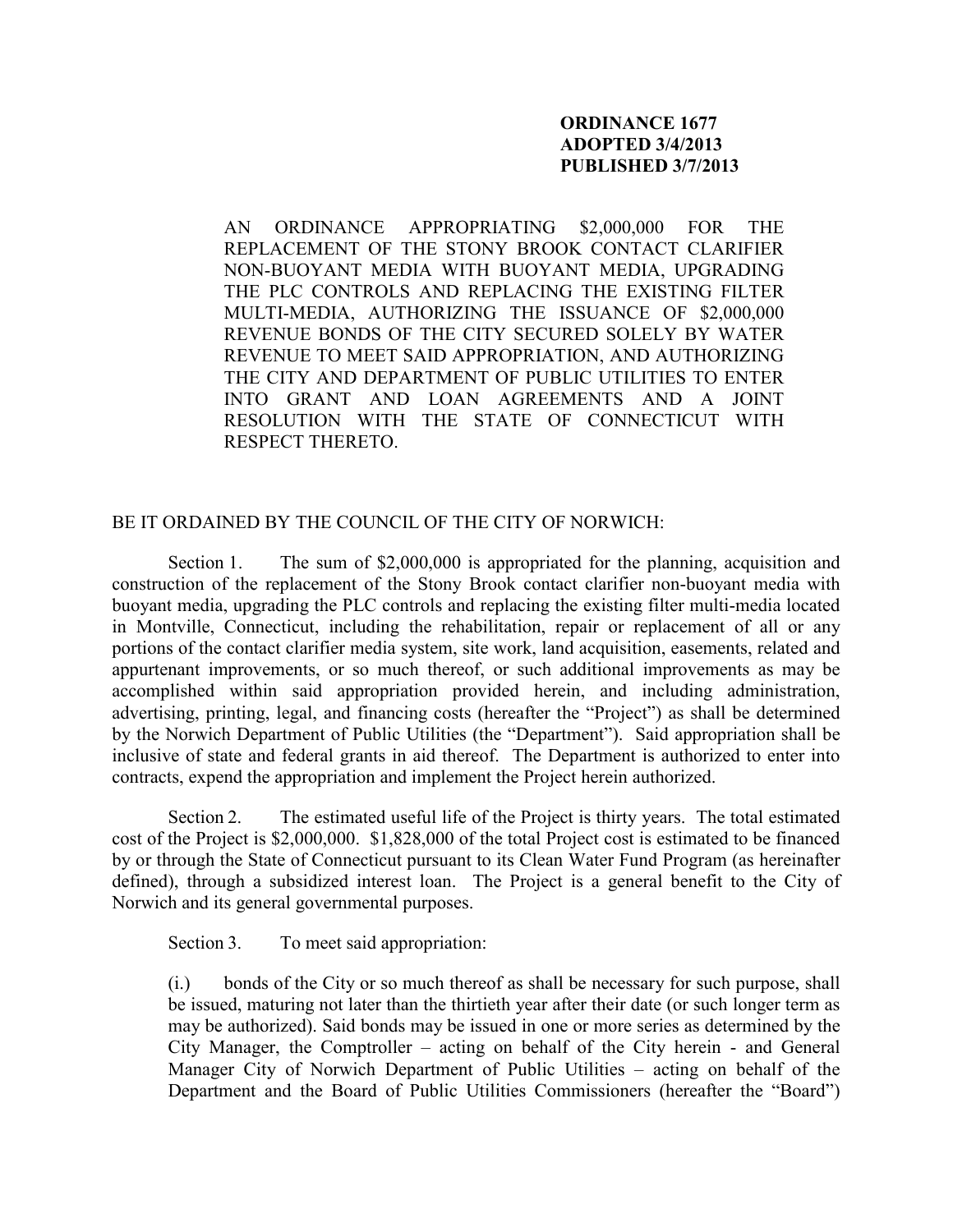**ORDINANCE 1677**
**ADOPTED 3/4/2013**
**PUBLISHED 3/7/2013**

AN ORDINANCE APPROPRIATING $2,000,000 FOR THE REPLACEMENT OF THE STONY BROOK CONTACT CLARIFIER NON-BUOYANT MEDIA WITH BUOYANT MEDIA, UPGRADING THE PLC CONTROLS AND REPLACING THE EXISTING FILTER MULTI-MEDIA, AUTHORIZING THE ISSUANCE OF $2,000,000 REVENUE BONDS OF THE CITY SECURED SOLELY BY WATER REVENUE TO MEET SAID APPROPRIATION, AND AUTHORIZING THE CITY AND DEPARTMENT OF PUBLIC UTILITIES TO ENTER INTO GRANT AND LOAN AGREEMENTS AND A JOINT RESOLUTION WITH THE STATE OF CONNECTICUT WITH RESPECT THERETO.

BE IT ORDAINED BY THE COUNCIL OF THE CITY OF NORWICH:

Section 1. The sum of $2,000,000 is appropriated for the planning, acquisition and construction of the replacement of the Stony Brook contact clarifier non-buoyant media with buoyant media, upgrading the PLC controls and replacing the existing filter multi-media located in Montville, Connecticut, including the rehabilitation, repair or replacement of all or any portions of the contact clarifier media system, site work, land acquisition, easements, related and appurtenant improvements, or so much thereof, or such additional improvements as may be accomplished within said appropriation provided herein, and including administration, advertising, printing, legal, and financing costs (hereafter the "Project") as shall be determined by the Norwich Department of Public Utilities (the "Department"). Said appropriation shall be inclusive of state and federal grants in aid thereof. The Department is authorized to enter into contracts, expend the appropriation and implement the Project herein authorized.

Section 2. The estimated useful life of the Project is thirty years. The total estimated cost of the Project is $2,000,000. $1,828,000 of the total Project cost is estimated to be financed by or through the State of Connecticut pursuant to its Clean Water Fund Program (as hereinafter defined), through a subsidized interest loan. The Project is a general benefit to the City of Norwich and its general governmental purposes.

Section 3. To meet said appropriation:

(i.) bonds of the City or so much thereof as shall be necessary for such purpose, shall be issued, maturing not later than the thirtieth year after their date (or such longer term as may be authorized). Said bonds may be issued in one or more series as determined by the City Manager, the Comptroller – acting on behalf of the City herein - and General Manager City of Norwich Department of Public Utilities – acting on behalf of the Department and the Board of Public Utilities Commissioners (hereafter the "Board")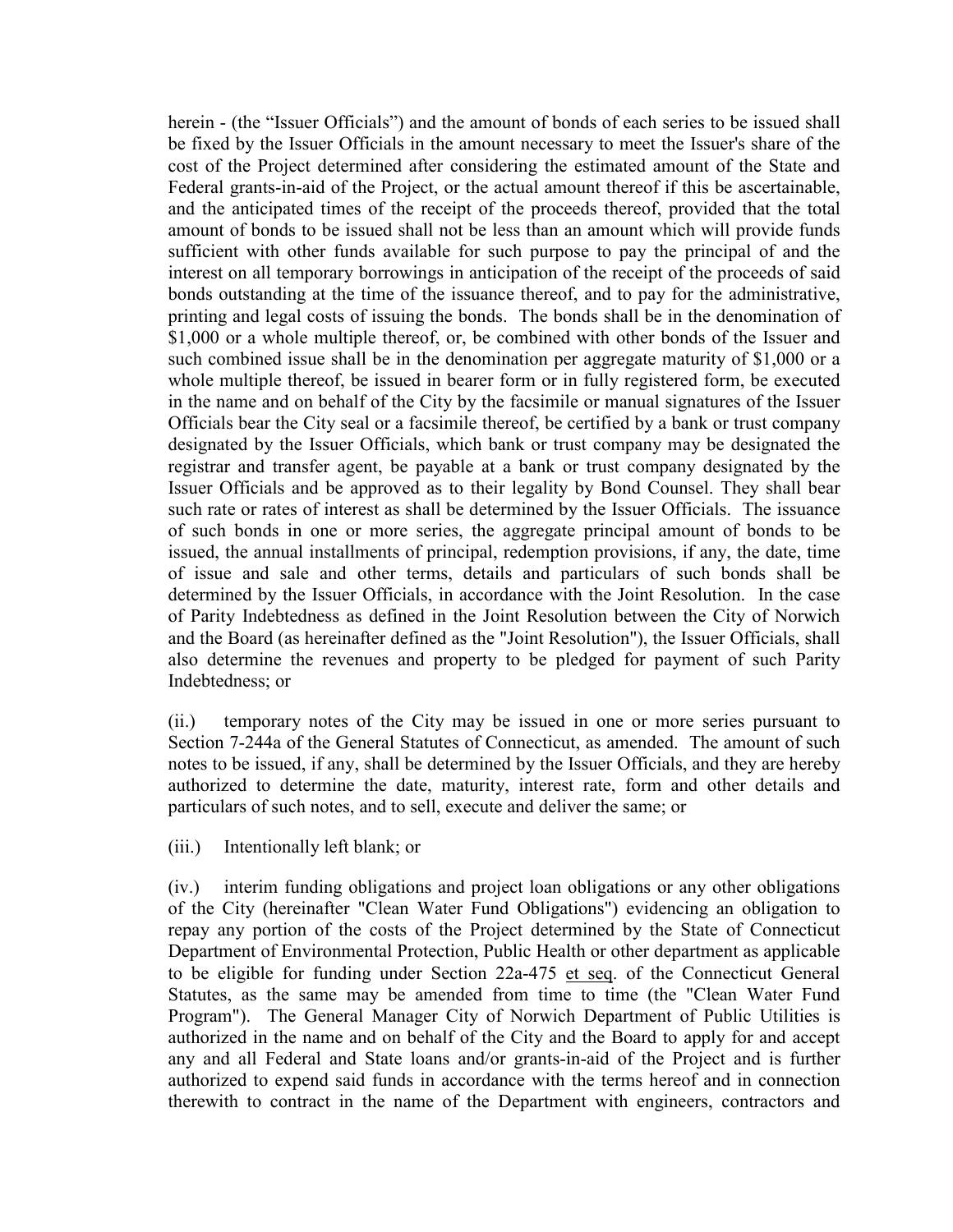herein - (the "Issuer Officials") and the amount of bonds of each series to be issued shall be fixed by the Issuer Officials in the amount necessary to meet the Issuer's share of the cost of the Project determined after considering the estimated amount of the State and Federal grants-in-aid of the Project, or the actual amount thereof if this be ascertainable, and the anticipated times of the receipt of the proceeds thereof, provided that the total amount of bonds to be issued shall not be less than an amount which will provide funds sufficient with other funds available for such purpose to pay the principal of and the interest on all temporary borrowings in anticipation of the receipt of the proceeds of said bonds outstanding at the time of the issuance thereof, and to pay for the administrative, printing and legal costs of issuing the bonds. The bonds shall be in the denomination of $1,000 or a whole multiple thereof, or, be combined with other bonds of the Issuer and such combined issue shall be in the denomination per aggregate maturity of $1,000 or a whole multiple thereof, be issued in bearer form or in fully registered form, be executed in the name and on behalf of the City by the facsimile or manual signatures of the Issuer Officials bear the City seal or a facsimile thereof, be certified by a bank or trust company designated by the Issuer Officials, which bank or trust company may be designated the registrar and transfer agent, be payable at a bank or trust company designated by the Issuer Officials and be approved as to their legality by Bond Counsel. They shall bear such rate or rates of interest as shall be determined by the Issuer Officials. The issuance of such bonds in one or more series, the aggregate principal amount of bonds to be issued, the annual installments of principal, redemption provisions, if any, the date, time of issue and sale and other terms, details and particulars of such bonds shall be determined by the Issuer Officials, in accordance with the Joint Resolution. In the case of Parity Indebtedness as defined in the Joint Resolution between the City of Norwich and the Board (as hereinafter defined as the "Joint Resolution"), the Issuer Officials, shall also determine the revenues and property to be pledged for payment of such Parity Indebtedness; or

(ii.) temporary notes of the City may be issued in one or more series pursuant to Section 7-244a of the General Statutes of Connecticut, as amended. The amount of such notes to be issued, if any, shall be determined by the Issuer Officials, and they are hereby authorized to determine the date, maturity, interest rate, form and other details and particulars of such notes, and to sell, execute and deliver the same; or

(iii.) Intentionally left blank; or

(iv.) interim funding obligations and project loan obligations or any other obligations of the City (hereinafter "Clean Water Fund Obligations") evidencing an obligation to repay any portion of the costs of the Project determined by the State of Connecticut Department of Environmental Protection, Public Health or other department as applicable to be eligible for funding under Section 22a-475 et seq. of the Connecticut General Statutes, as the same may be amended from time to time (the "Clean Water Fund Program"). The General Manager City of Norwich Department of Public Utilities is authorized in the name and on behalf of the City and the Board to apply for and accept any and all Federal and State loans and/or grants-in-aid of the Project and is further authorized to expend said funds in accordance with the terms hereof and in connection therewith to contract in the name of the Department with engineers, contractors and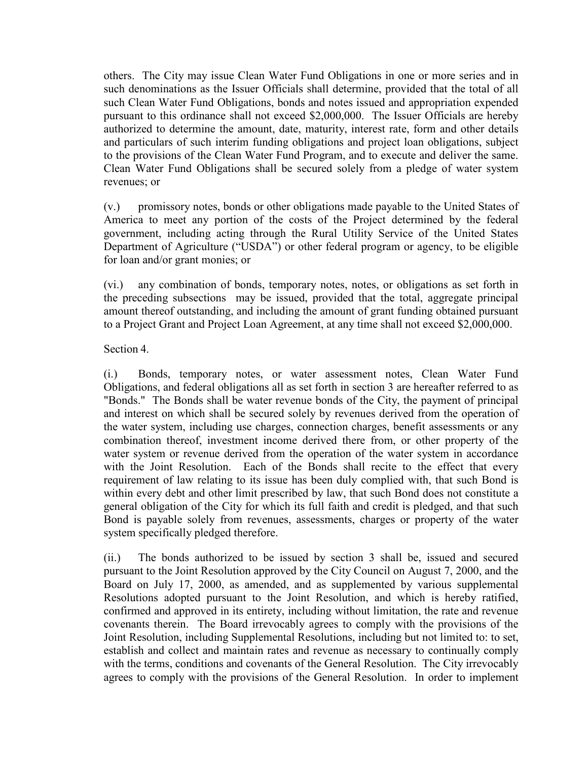others. The City may issue Clean Water Fund Obligations in one or more series and in such denominations as the Issuer Officials shall determine, provided that the total of all such Clean Water Fund Obligations, bonds and notes issued and appropriation expended pursuant to this ordinance shall not exceed $2,000,000. The Issuer Officials are hereby authorized to determine the amount, date, maturity, interest rate, form and other details and particulars of such interim funding obligations and project loan obligations, subject to the provisions of the Clean Water Fund Program, and to execute and deliver the same. Clean Water Fund Obligations shall be secured solely from a pledge of water system revenues; or

(v.) promissory notes, bonds or other obligations made payable to the United States of America to meet any portion of the costs of the Project determined by the federal government, including acting through the Rural Utility Service of the United States Department of Agriculture ("USDA") or other federal program or agency, to be eligible for loan and/or grant monies; or

(vi.) any combination of bonds, temporary notes, notes, or obligations as set forth in the preceding subsections may be issued, provided that the total, aggregate principal amount thereof outstanding, and including the amount of grant funding obtained pursuant to a Project Grant and Project Loan Agreement, at any time shall not exceed $2,000,000.

Section 4.

(i.) Bonds, temporary notes, or water assessment notes, Clean Water Fund Obligations, and federal obligations all as set forth in section 3 are hereafter referred to as "Bonds." The Bonds shall be water revenue bonds of the City, the payment of principal and interest on which shall be secured solely by revenues derived from the operation of the water system, including use charges, connection charges, benefit assessments or any combination thereof, investment income derived there from, or other property of the water system or revenue derived from the operation of the water system in accordance with the Joint Resolution. Each of the Bonds shall recite to the effect that every requirement of law relating to its issue has been duly complied with, that such Bond is within every debt and other limit prescribed by law, that such Bond does not constitute a general obligation of the City for which its full faith and credit is pledged, and that such Bond is payable solely from revenues, assessments, charges or property of the water system specifically pledged therefore.

(ii.) The bonds authorized to be issued by section 3 shall be, issued and secured pursuant to the Joint Resolution approved by the City Council on August 7, 2000, and the Board on July 17, 2000, as amended, and as supplemented by various supplemental Resolutions adopted pursuant to the Joint Resolution, and which is hereby ratified, confirmed and approved in its entirety, including without limitation, the rate and revenue covenants therein. The Board irrevocably agrees to comply with the provisions of the Joint Resolution, including Supplemental Resolutions, including but not limited to: to set, establish and collect and maintain rates and revenue as necessary to continually comply with the terms, conditions and covenants of the General Resolution. The City irrevocably agrees to comply with the provisions of the General Resolution. In order to implement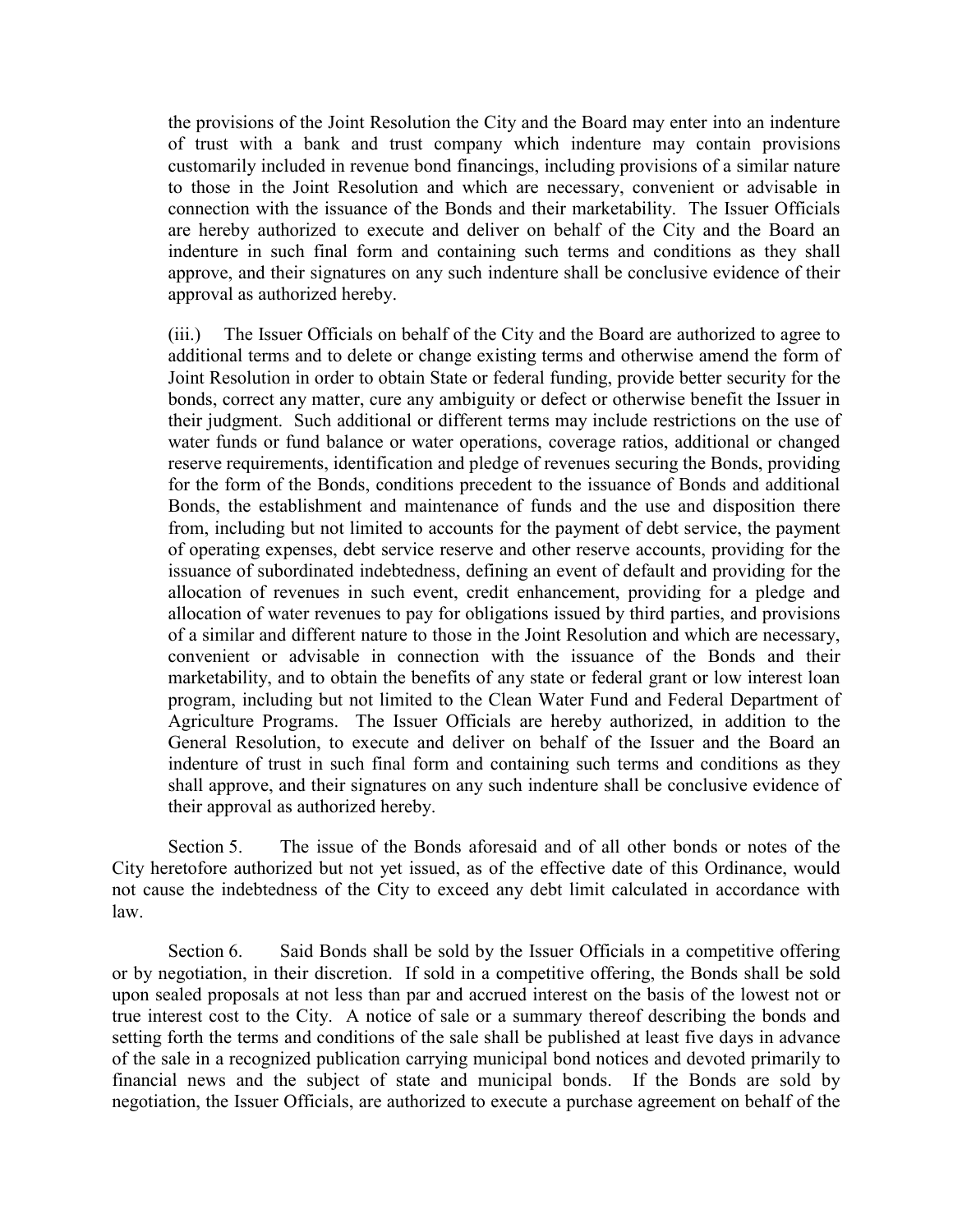the provisions of the Joint Resolution the City and the Board may enter into an indenture of trust with a bank and trust company which indenture may contain provisions customarily included in revenue bond financings, including provisions of a similar nature to those in the Joint Resolution and which are necessary, convenient or advisable in connection with the issuance of the Bonds and their marketability. The Issuer Officials are hereby authorized to execute and deliver on behalf of the City and the Board an indenture in such final form and containing such terms and conditions as they shall approve, and their signatures on any such indenture shall be conclusive evidence of their approval as authorized hereby.

(iii.) The Issuer Officials on behalf of the City and the Board are authorized to agree to additional terms and to delete or change existing terms and otherwise amend the form of Joint Resolution in order to obtain State or federal funding, provide better security for the bonds, correct any matter, cure any ambiguity or defect or otherwise benefit the Issuer in their judgment. Such additional or different terms may include restrictions on the use of water funds or fund balance or water operations, coverage ratios, additional or changed reserve requirements, identification and pledge of revenues securing the Bonds, providing for the form of the Bonds, conditions precedent to the issuance of Bonds and additional Bonds, the establishment and maintenance of funds and the use and disposition there from, including but not limited to accounts for the payment of debt service, the payment of operating expenses, debt service reserve and other reserve accounts, providing for the issuance of subordinated indebtedness, defining an event of default and providing for the allocation of revenues in such event, credit enhancement, providing for a pledge and allocation of water revenues to pay for obligations issued by third parties, and provisions of a similar and different nature to those in the Joint Resolution and which are necessary, convenient or advisable in connection with the issuance of the Bonds and their marketability, and to obtain the benefits of any state or federal grant or low interest loan program, including but not limited to the Clean Water Fund and Federal Department of Agriculture Programs. The Issuer Officials are hereby authorized, in addition to the General Resolution, to execute and deliver on behalf of the Issuer and the Board an indenture of trust in such final form and containing such terms and conditions as they shall approve, and their signatures on any such indenture shall be conclusive evidence of their approval as authorized hereby.

Section 5. The issue of the Bonds aforesaid and of all other bonds or notes of the City heretofore authorized but not yet issued, as of the effective date of this Ordinance, would not cause the indebtedness of the City to exceed any debt limit calculated in accordance with law.

Section 6. Said Bonds shall be sold by the Issuer Officials in a competitive offering or by negotiation, in their discretion. If sold in a competitive offering, the Bonds shall be sold upon sealed proposals at not less than par and accrued interest on the basis of the lowest not or true interest cost to the City. A notice of sale or a summary thereof describing the bonds and setting forth the terms and conditions of the sale shall be published at least five days in advance of the sale in a recognized publication carrying municipal bond notices and devoted primarily to financial news and the subject of state and municipal bonds. If the Bonds are sold by negotiation, the Issuer Officials, are authorized to execute a purchase agreement on behalf of the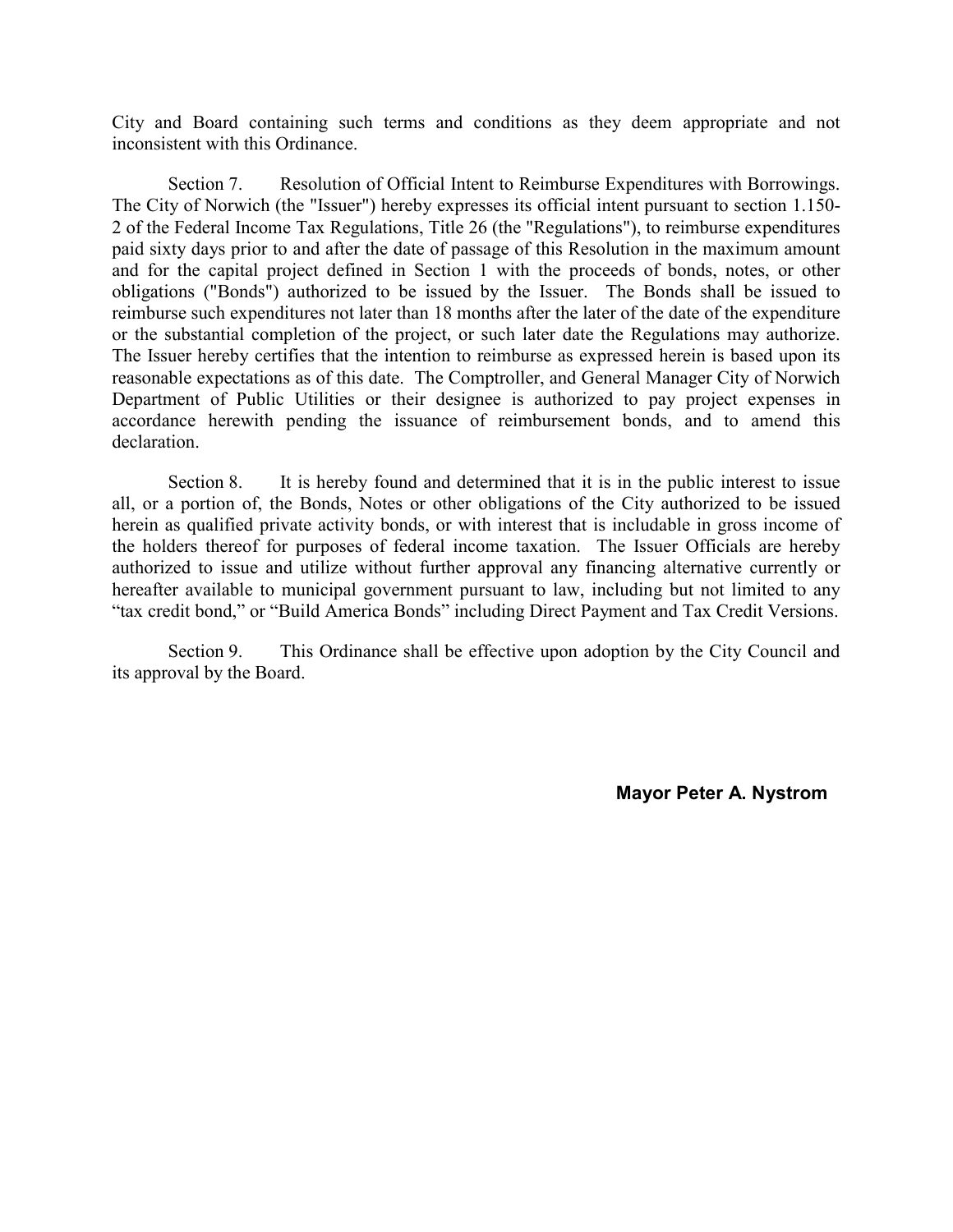City and Board containing such terms and conditions as they deem appropriate and not inconsistent with this Ordinance.

Section 7. Resolution of Official Intent to Reimburse Expenditures with Borrowings. The City of Norwich (the "Issuer") hereby expresses its official intent pursuant to section 1.150-2 of the Federal Income Tax Regulations, Title 26 (the "Regulations"), to reimburse expenditures paid sixty days prior to and after the date of passage of this Resolution in the maximum amount and for the capital project defined in Section 1 with the proceeds of bonds, notes, or other obligations ("Bonds") authorized to be issued by the Issuer. The Bonds shall be issued to reimburse such expenditures not later than 18 months after the later of the date of the expenditure or the substantial completion of the project, or such later date the Regulations may authorize. The Issuer hereby certifies that the intention to reimburse as expressed herein is based upon its reasonable expectations as of this date. The Comptroller, and General Manager City of Norwich Department of Public Utilities or their designee is authorized to pay project expenses in accordance herewith pending the issuance of reimbursement bonds, and to amend this declaration.

Section 8. It is hereby found and determined that it is in the public interest to issue all, or a portion of, the Bonds, Notes or other obligations of the City authorized to be issued herein as qualified private activity bonds, or with interest that is includable in gross income of the holders thereof for purposes of federal income taxation. The Issuer Officials are hereby authorized to issue and utilize without further approval any financing alternative currently or hereafter available to municipal government pursuant to law, including but not limited to any "tax credit bond," or "Build America Bonds" including Direct Payment and Tax Credit Versions.

Section 9. This Ordinance shall be effective upon adoption by the City Council and its approval by the Board.

**Mayor Peter A. Nystrom**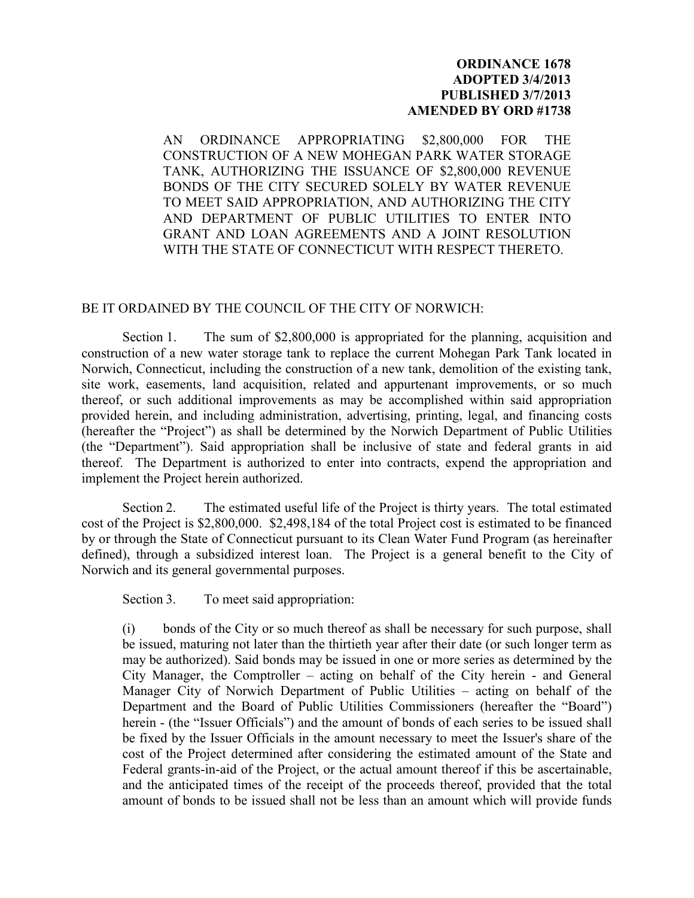**ORDINANCE 1678**
**ADOPTED 3/4/2013**
**PUBLISHED 3/7/2013**
**AMENDED BY ORD #1738**

AN ORDINANCE APPROPRIATING $2,800,000 FOR THE CONSTRUCTION OF A NEW MOHEGAN PARK WATER STORAGE TANK, AUTHORIZING THE ISSUANCE OF $2,800,000 REVENUE BONDS OF THE CITY SECURED SOLELY BY WATER REVENUE TO MEET SAID APPROPRIATION, AND AUTHORIZING THE CITY AND DEPARTMENT OF PUBLIC UTILITIES TO ENTER INTO GRANT AND LOAN AGREEMENTS AND A JOINT RESOLUTION WITH THE STATE OF CONNECTICUT WITH RESPECT THERETO.

BE IT ORDAINED BY THE COUNCIL OF THE CITY OF NORWICH:

Section 1. The sum of $2,800,000 is appropriated for the planning, acquisition and construction of a new water storage tank to replace the current Mohegan Park Tank located in Norwich, Connecticut, including the construction of a new tank, demolition of the existing tank, site work, easements, land acquisition, related and appurtenant improvements, or so much thereof, or such additional improvements as may be accomplished within said appropriation provided herein, and including administration, advertising, printing, legal, and financing costs (hereafter the "Project") as shall be determined by the Norwich Department of Public Utilities (the "Department"). Said appropriation shall be inclusive of state and federal grants in aid thereof. The Department is authorized to enter into contracts, expend the appropriation and implement the Project herein authorized.

Section 2. The estimated useful life of the Project is thirty years. The total estimated cost of the Project is $2,800,000. $2,498,184 of the total Project cost is estimated to be financed by or through the State of Connecticut pursuant to its Clean Water Fund Program (as hereinafter defined), through a subsidized interest loan. The Project is a general benefit to the City of Norwich and its general governmental purposes.

Section 3. To meet said appropriation:

(i) bonds of the City or so much thereof as shall be necessary for such purpose, shall be issued, maturing not later than the thirtieth year after their date (or such longer term as may be authorized). Said bonds may be issued in one or more series as determined by the City Manager, the Comptroller – acting on behalf of the City herein - and General Manager City of Norwich Department of Public Utilities – acting on behalf of the Department and the Board of Public Utilities Commissioners (hereafter the "Board") herein - (the "Issuer Officials") and the amount of bonds of each series to be issued shall be fixed by the Issuer Officials in the amount necessary to meet the Issuer's share of the cost of the Project determined after considering the estimated amount of the State and Federal grants-in-aid of the Project, or the actual amount thereof if this be ascertainable, and the anticipated times of the receipt of the proceeds thereof, provided that the total amount of bonds to be issued shall not be less than an amount which will provide funds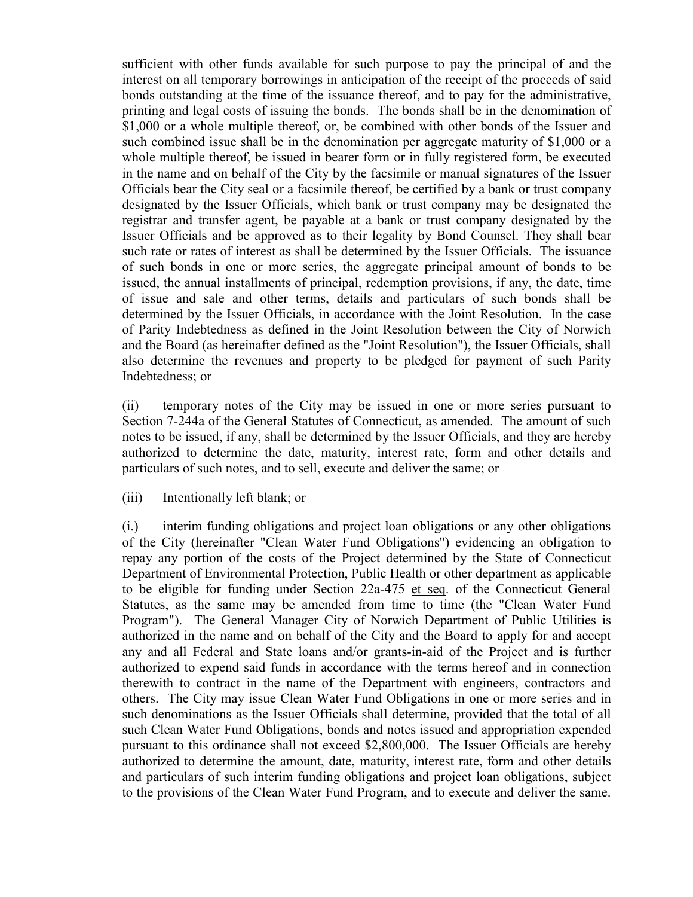sufficient with other funds available for such purpose to pay the principal of and the interest on all temporary borrowings in anticipation of the receipt of the proceeds of said bonds outstanding at the time of the issuance thereof, and to pay for the administrative, printing and legal costs of issuing the bonds. The bonds shall be in the denomination of $1,000 or a whole multiple thereof, or, be combined with other bonds of the Issuer and such combined issue shall be in the denomination per aggregate maturity of $1,000 or a whole multiple thereof, be issued in bearer form or in fully registered form, be executed in the name and on behalf of the City by the facsimile or manual signatures of the Issuer Officials bear the City seal or a facsimile thereof, be certified by a bank or trust company designated by the Issuer Officials, which bank or trust company may be designated the registrar and transfer agent, be payable at a bank or trust company designated by the Issuer Officials and be approved as to their legality by Bond Counsel. They shall bear such rate or rates of interest as shall be determined by the Issuer Officials. The issuance of such bonds in one or more series, the aggregate principal amount of bonds to be issued, the annual installments of principal, redemption provisions, if any, the date, time of issue and sale and other terms, details and particulars of such bonds shall be determined by the Issuer Officials, in accordance with the Joint Resolution. In the case of Parity Indebtedness as defined in the Joint Resolution between the City of Norwich and the Board (as hereinafter defined as the "Joint Resolution"), the Issuer Officials, shall also determine the revenues and property to be pledged for payment of such Parity Indebtedness; or

(ii) temporary notes of the City may be issued in one or more series pursuant to Section 7-244a of the General Statutes of Connecticut, as amended. The amount of such notes to be issued, if any, shall be determined by the Issuer Officials, and they are hereby authorized to determine the date, maturity, interest rate, form and other details and particulars of such notes, and to sell, execute and deliver the same; or

(iii) Intentionally left blank; or

(i.) interim funding obligations and project loan obligations or any other obligations of the City (hereinafter "Clean Water Fund Obligations") evidencing an obligation to repay any portion of the costs of the Project determined by the State of Connecticut Department of Environmental Protection, Public Health or other department as applicable to be eligible for funding under Section 22a-475 et seq. of the Connecticut General Statutes, as the same may be amended from time to time (the "Clean Water Fund Program"). The General Manager City of Norwich Department of Public Utilities is authorized in the name and on behalf of the City and the Board to apply for and accept any and all Federal and State loans and/or grants-in-aid of the Project and is further authorized to expend said funds in accordance with the terms hereof and in connection therewith to contract in the name of the Department with engineers, contractors and others. The City may issue Clean Water Fund Obligations in one or more series and in such denominations as the Issuer Officials shall determine, provided that the total of all such Clean Water Fund Obligations, bonds and notes issued and appropriation expended pursuant to this ordinance shall not exceed $2,800,000. The Issuer Officials are hereby authorized to determine the amount, date, maturity, interest rate, form and other details and particulars of such interim funding obligations and project loan obligations, subject to the provisions of the Clean Water Fund Program, and to execute and deliver the same.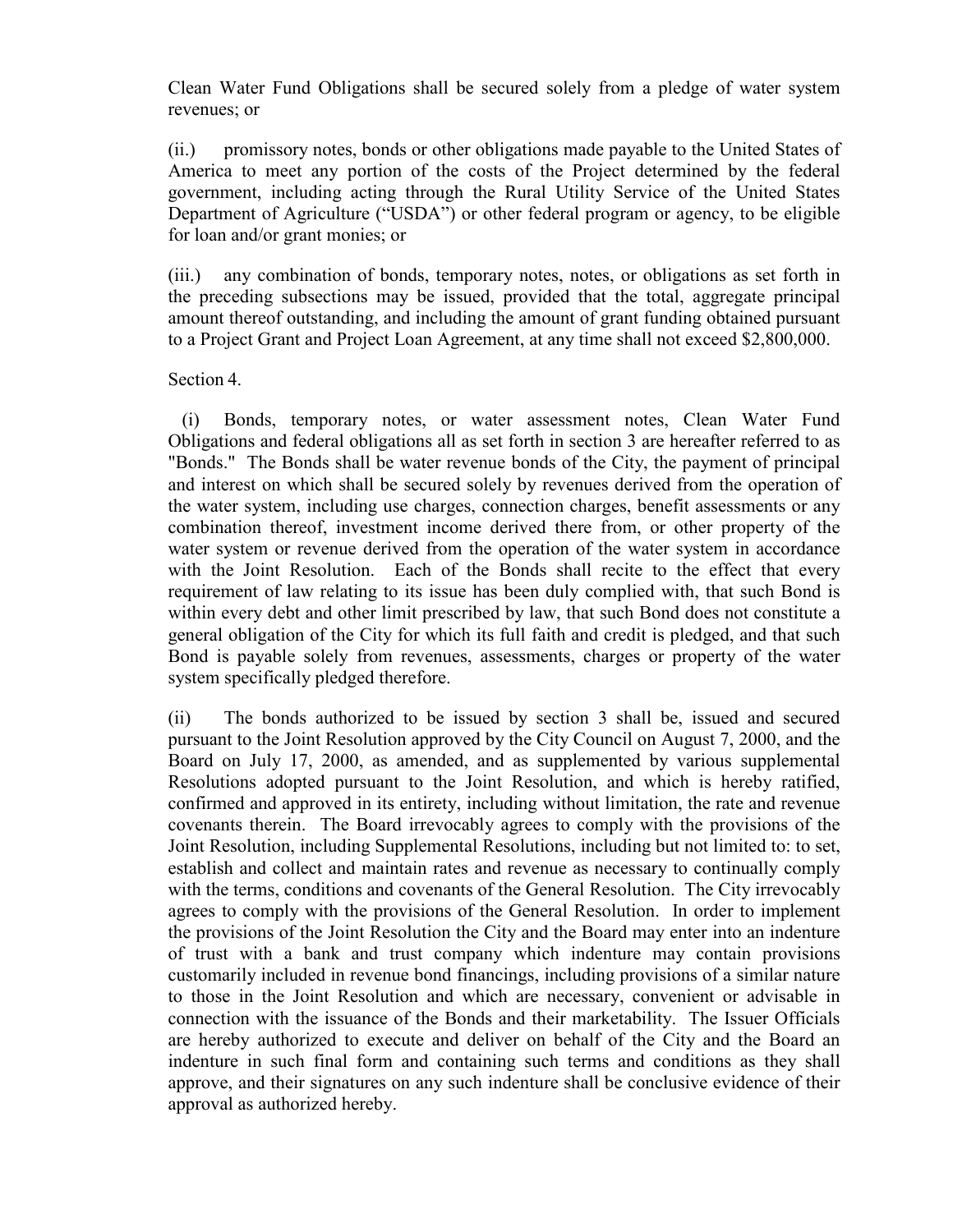Clean Water Fund Obligations shall be secured solely from a pledge of water system revenues; or

(ii.) promissory notes, bonds or other obligations made payable to the United States of America to meet any portion of the costs of the Project determined by the federal government, including acting through the Rural Utility Service of the United States Department of Agriculture ("USDA") or other federal program or agency, to be eligible for loan and/or grant monies; or

(iii.) any combination of bonds, temporary notes, notes, or obligations as set forth in the preceding subsections may be issued, provided that the total, aggregate principal amount thereof outstanding, and including the amount of grant funding obtained pursuant to a Project Grant and Project Loan Agreement, at any time shall not exceed $2,800,000.

Section 4.

(i) Bonds, temporary notes, or water assessment notes, Clean Water Fund Obligations and federal obligations all as set forth in section 3 are hereafter referred to as "Bonds." The Bonds shall be water revenue bonds of the City, the payment of principal and interest on which shall be secured solely by revenues derived from the operation of the water system, including use charges, connection charges, benefit assessments or any combination thereof, investment income derived there from, or other property of the water system or revenue derived from the operation of the water system in accordance with the Joint Resolution. Each of the Bonds shall recite to the effect that every requirement of law relating to its issue has been duly complied with, that such Bond is within every debt and other limit prescribed by law, that such Bond does not constitute a general obligation of the City for which its full faith and credit is pledged, and that such Bond is payable solely from revenues, assessments, charges or property of the water system specifically pledged therefore.

(ii) The bonds authorized to be issued by section 3 shall be, issued and secured pursuant to the Joint Resolution approved by the City Council on August 7, 2000, and the Board on July 17, 2000, as amended, and as supplemented by various supplemental Resolutions adopted pursuant to the Joint Resolution, and which is hereby ratified, confirmed and approved in its entirety, including without limitation, the rate and revenue covenants therein. The Board irrevocably agrees to comply with the provisions of the Joint Resolution, including Supplemental Resolutions, including but not limited to: to set, establish and collect and maintain rates and revenue as necessary to continually comply with the terms, conditions and covenants of the General Resolution. The City irrevocably agrees to comply with the provisions of the General Resolution. In order to implement the provisions of the Joint Resolution the City and the Board may enter into an indenture of trust with a bank and trust company which indenture may contain provisions customarily included in revenue bond financings, including provisions of a similar nature to those in the Joint Resolution and which are necessary, convenient or advisable in connection with the issuance of the Bonds and their marketability. The Issuer Officials are hereby authorized to execute and deliver on behalf of the City and the Board an indenture in such final form and containing such terms and conditions as they shall approve, and their signatures on any such indenture shall be conclusive evidence of their approval as authorized hereby.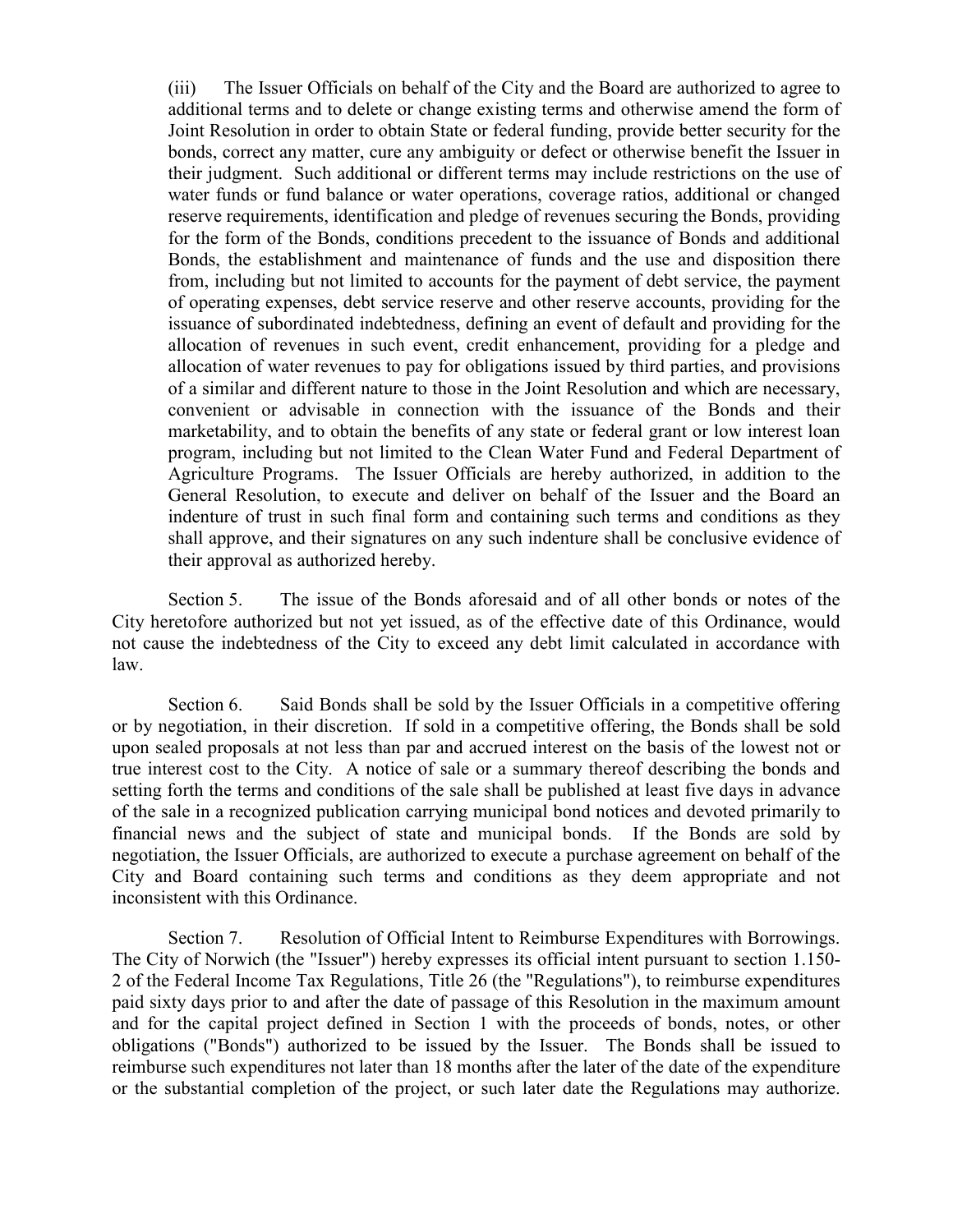(iii) The Issuer Officials on behalf of the City and the Board are authorized to agree to additional terms and to delete or change existing terms and otherwise amend the form of Joint Resolution in order to obtain State or federal funding, provide better security for the bonds, correct any matter, cure any ambiguity or defect or otherwise benefit the Issuer in their judgment. Such additional or different terms may include restrictions on the use of water funds or fund balance or water operations, coverage ratios, additional or changed reserve requirements, identification and pledge of revenues securing the Bonds, providing for the form of the Bonds, conditions precedent to the issuance of Bonds and additional Bonds, the establishment and maintenance of funds and the use and disposition there from, including but not limited to accounts for the payment of debt service, the payment of operating expenses, debt service reserve and other reserve accounts, providing for the issuance of subordinated indebtedness, defining an event of default and providing for the allocation of revenues in such event, credit enhancement, providing for a pledge and allocation of water revenues to pay for obligations issued by third parties, and provisions of a similar and different nature to those in the Joint Resolution and which are necessary, convenient or advisable in connection with the issuance of the Bonds and their marketability, and to obtain the benefits of any state or federal grant or low interest loan program, including but not limited to the Clean Water Fund and Federal Department of Agriculture Programs. The Issuer Officials are hereby authorized, in addition to the General Resolution, to execute and deliver on behalf of the Issuer and the Board an indenture of trust in such final form and containing such terms and conditions as they shall approve, and their signatures on any such indenture shall be conclusive evidence of their approval as authorized hereby.

Section 5. The issue of the Bonds aforesaid and of all other bonds or notes of the City heretofore authorized but not yet issued, as of the effective date of this Ordinance, would not cause the indebtedness of the City to exceed any debt limit calculated in accordance with law.

Section 6. Said Bonds shall be sold by the Issuer Officials in a competitive offering or by negotiation, in their discretion. If sold in a competitive offering, the Bonds shall be sold upon sealed proposals at not less than par and accrued interest on the basis of the lowest not or true interest cost to the City. A notice of sale or a summary thereof describing the bonds and setting forth the terms and conditions of the sale shall be published at least five days in advance of the sale in a recognized publication carrying municipal bond notices and devoted primarily to financial news and the subject of state and municipal bonds. If the Bonds are sold by negotiation, the Issuer Officials, are authorized to execute a purchase agreement on behalf of the City and Board containing such terms and conditions as they deem appropriate and not inconsistent with this Ordinance.

Section 7. Resolution of Official Intent to Reimburse Expenditures with Borrowings. The City of Norwich (the "Issuer") hereby expresses its official intent pursuant to section 1.150-2 of the Federal Income Tax Regulations, Title 26 (the "Regulations"), to reimburse expenditures paid sixty days prior to and after the date of passage of this Resolution in the maximum amount and for the capital project defined in Section 1 with the proceeds of bonds, notes, or other obligations ("Bonds") authorized to be issued by the Issuer. The Bonds shall be issued to reimburse such expenditures not later than 18 months after the later of the date of the expenditure or the substantial completion of the project, or such later date the Regulations may authorize.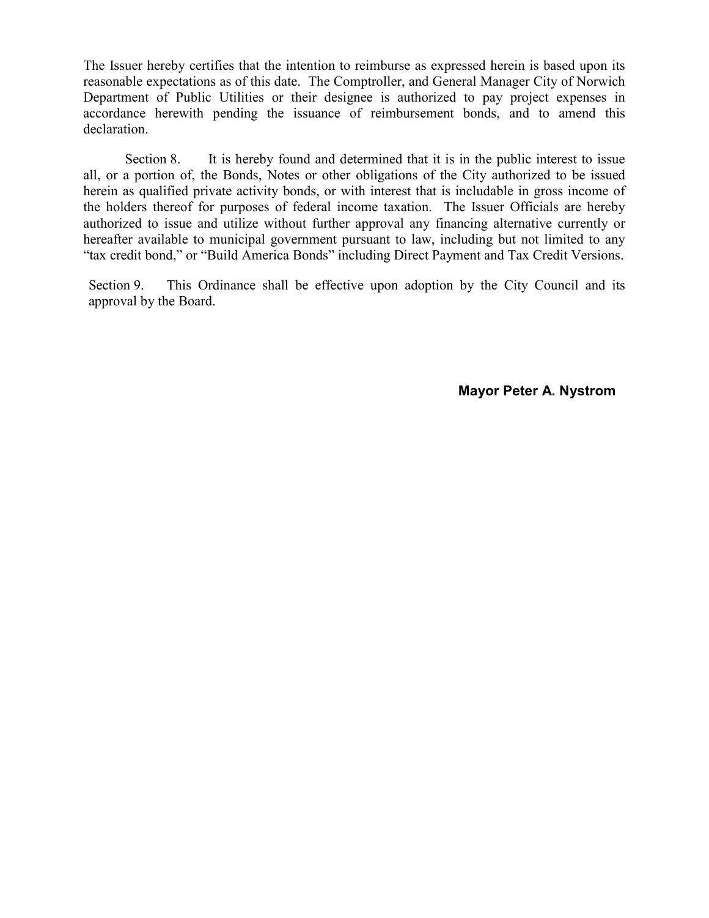The Issuer hereby certifies that the intention to reimburse as expressed herein is based upon its reasonable expectations as of this date. The Comptroller, and General Manager City of Norwich Department of Public Utilities or their designee is authorized to pay project expenses in accordance herewith pending the issuance of reimbursement bonds, and to amend this declaration.

Section 8. It is hereby found and determined that it is in the public interest to issue all, or a portion of, the Bonds, Notes or other obligations of the City authorized to be issued herein as qualified private activity bonds, or with interest that is includable in gross income of the holders thereof for purposes of federal income taxation. The Issuer Officials are hereby authorized to issue and utilize without further approval any financing alternative currently or hereafter available to municipal government pursuant to law, including but not limited to any "tax credit bond," or "Build America Bonds" including Direct Payment and Tax Credit Versions.

Section 9. This Ordinance shall be effective upon adoption by the City Council and its approval by the Board.

**Mayor Peter A. Nystrom**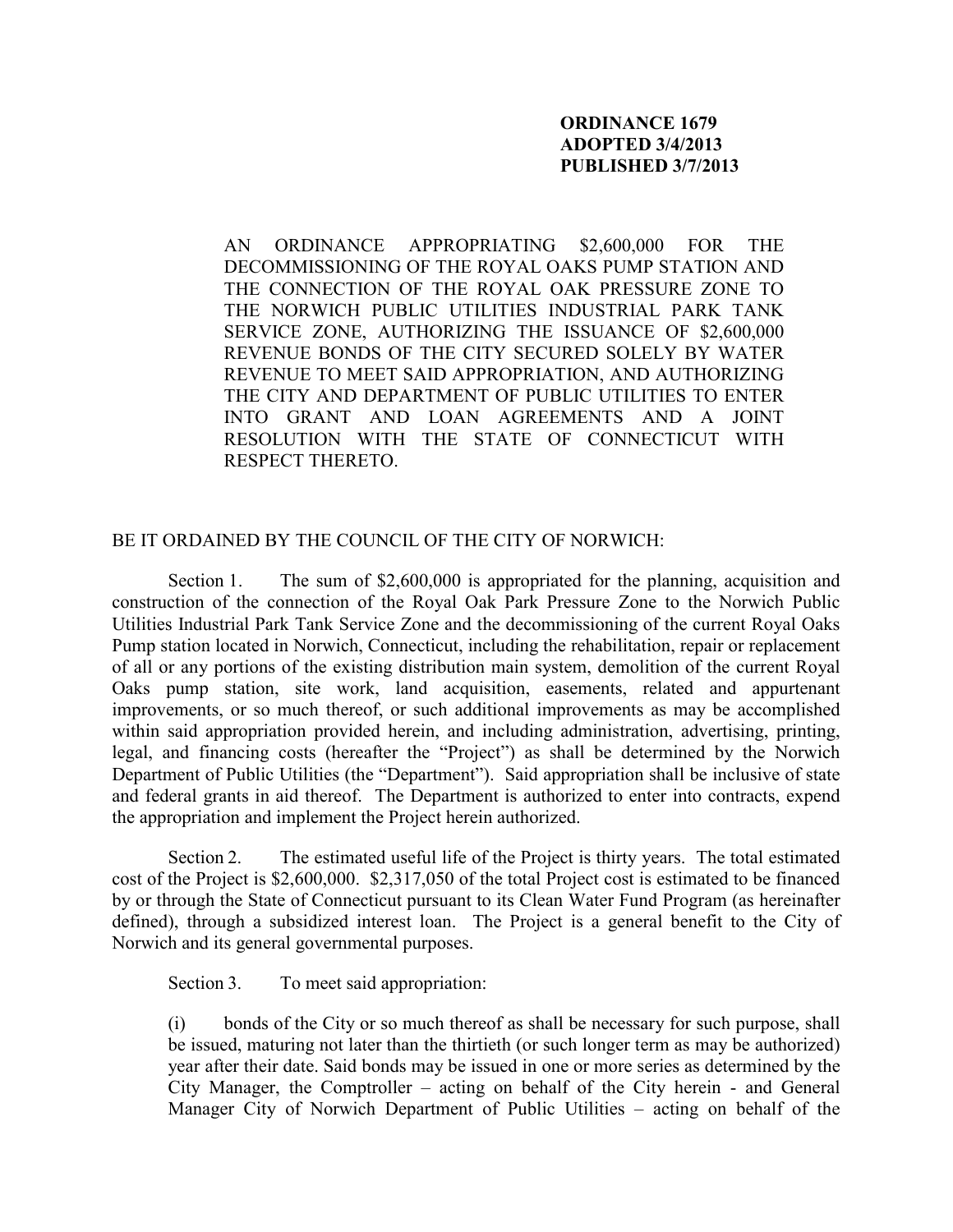**ORDINANCE 1679**
**ADOPTED 3/4/2013**
**PUBLISHED 3/7/2013**

AN ORDINANCE APPROPRIATING $2,600,000 FOR THE DECOMMISSIONING OF THE ROYAL OAKS PUMP STATION AND THE CONNECTION OF THE ROYAL OAK PRESSURE ZONE TO THE NORWICH PUBLIC UTILITIES INDUSTRIAL PARK TANK SERVICE ZONE, AUTHORIZING THE ISSUANCE OF $2,600,000 REVENUE BONDS OF THE CITY SECURED SOLELY BY WATER REVENUE TO MEET SAID APPROPRIATION, AND AUTHORIZING THE CITY AND DEPARTMENT OF PUBLIC UTILITIES TO ENTER INTO GRANT AND LOAN AGREEMENTS AND A JOINT RESOLUTION WITH THE STATE OF CONNECTICUT WITH RESPECT THERETO.

BE IT ORDAINED BY THE COUNCIL OF THE CITY OF NORWICH:

Section 1. The sum of $2,600,000 is appropriated for the planning, acquisition and construction of the connection of the Royal Oak Park Pressure Zone to the Norwich Public Utilities Industrial Park Tank Service Zone and the decommissioning of the current Royal Oaks Pump station located in Norwich, Connecticut, including the rehabilitation, repair or replacement of all or any portions of the existing distribution main system, demolition of the current Royal Oaks pump station, site work, land acquisition, easements, related and appurtenant improvements, or so much thereof, or such additional improvements as may be accomplished within said appropriation provided herein, and including administration, advertising, printing, legal, and financing costs (hereafter the "Project") as shall be determined by the Norwich Department of Public Utilities (the "Department"). Said appropriation shall be inclusive of state and federal grants in aid thereof. The Department is authorized to enter into contracts, expend the appropriation and implement the Project herein authorized.

Section 2. The estimated useful life of the Project is thirty years. The total estimated cost of the Project is $2,600,000. $2,317,050 of the total Project cost is estimated to be financed by or through the State of Connecticut pursuant to its Clean Water Fund Program (as hereinafter defined), through a subsidized interest loan. The Project is a general benefit to the City of Norwich and its general governmental purposes.

Section 3. To meet said appropriation:

(i) bonds of the City or so much thereof as shall be necessary for such purpose, shall be issued, maturing not later than the thirtieth (or such longer term as may be authorized) year after their date. Said bonds may be issued in one or more series as determined by the City Manager, the Comptroller – acting on behalf of the City herein - and General Manager City of Norwich Department of Public Utilities – acting on behalf of the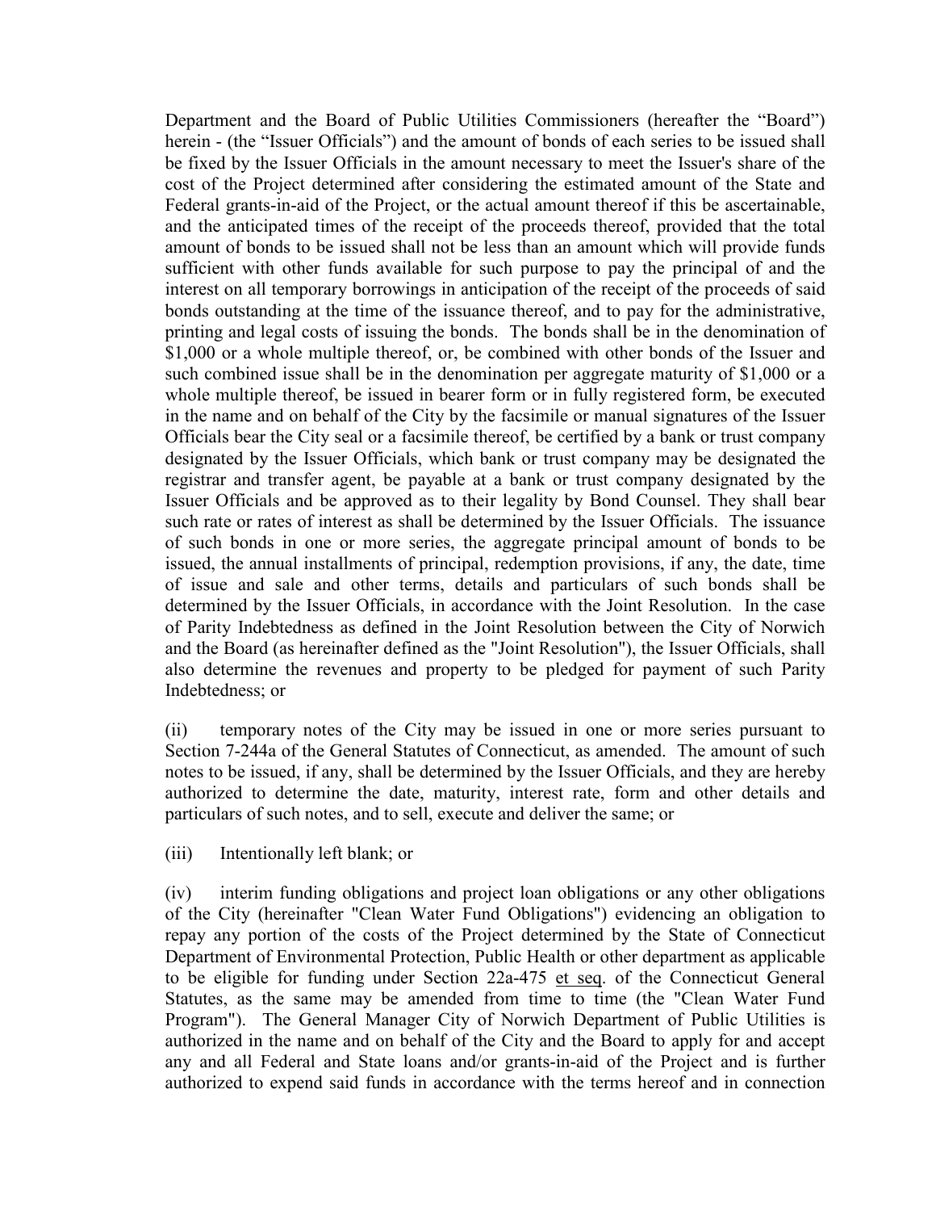Department and the Board of Public Utilities Commissioners (hereafter the "Board") herein - (the "Issuer Officials") and the amount of bonds of each series to be issued shall be fixed by the Issuer Officials in the amount necessary to meet the Issuer's share of the cost of the Project determined after considering the estimated amount of the State and Federal grants-in-aid of the Project, or the actual amount thereof if this be ascertainable, and the anticipated times of the receipt of the proceeds thereof, provided that the total amount of bonds to be issued shall not be less than an amount which will provide funds sufficient with other funds available for such purpose to pay the principal of and the interest on all temporary borrowings in anticipation of the receipt of the proceeds of said bonds outstanding at the time of the issuance thereof, and to pay for the administrative, printing and legal costs of issuing the bonds. The bonds shall be in the denomination of $1,000 or a whole multiple thereof, or, be combined with other bonds of the Issuer and such combined issue shall be in the denomination per aggregate maturity of $1,000 or a whole multiple thereof, be issued in bearer form or in fully registered form, be executed in the name and on behalf of the City by the facsimile or manual signatures of the Issuer Officials bear the City seal or a facsimile thereof, be certified by a bank or trust company designated by the Issuer Officials, which bank or trust company may be designated the registrar and transfer agent, be payable at a bank or trust company designated by the Issuer Officials and be approved as to their legality by Bond Counsel. They shall bear such rate or rates of interest as shall be determined by the Issuer Officials. The issuance of such bonds in one or more series, the aggregate principal amount of bonds to be issued, the annual installments of principal, redemption provisions, if any, the date, time of issue and sale and other terms, details and particulars of such bonds shall be determined by the Issuer Officials, in accordance with the Joint Resolution. In the case of Parity Indebtedness as defined in the Joint Resolution between the City of Norwich and the Board (as hereinafter defined as the "Joint Resolution"), the Issuer Officials, shall also determine the revenues and property to be pledged for payment of such Parity Indebtedness; or

(ii) temporary notes of the City may be issued in one or more series pursuant to Section 7-244a of the General Statutes of Connecticut, as amended. The amount of such notes to be issued, if any, shall be determined by the Issuer Officials, and they are hereby authorized to determine the date, maturity, interest rate, form and other details and particulars of such notes, and to sell, execute and deliver the same; or

(iii) Intentionally left blank; or

(iv) interim funding obligations and project loan obligations or any other obligations of the City (hereinafter "Clean Water Fund Obligations") evidencing an obligation to repay any portion of the costs of the Project determined by the State of Connecticut Department of Environmental Protection, Public Health or other department as applicable to be eligible for funding under Section 22a-475 et seq. of the Connecticut General Statutes, as the same may be amended from time to time (the "Clean Water Fund Program"). The General Manager City of Norwich Department of Public Utilities is authorized in the name and on behalf of the City and the Board to apply for and accept any and all Federal and State loans and/or grants-in-aid of the Project and is further authorized to expend said funds in accordance with the terms hereof and in connection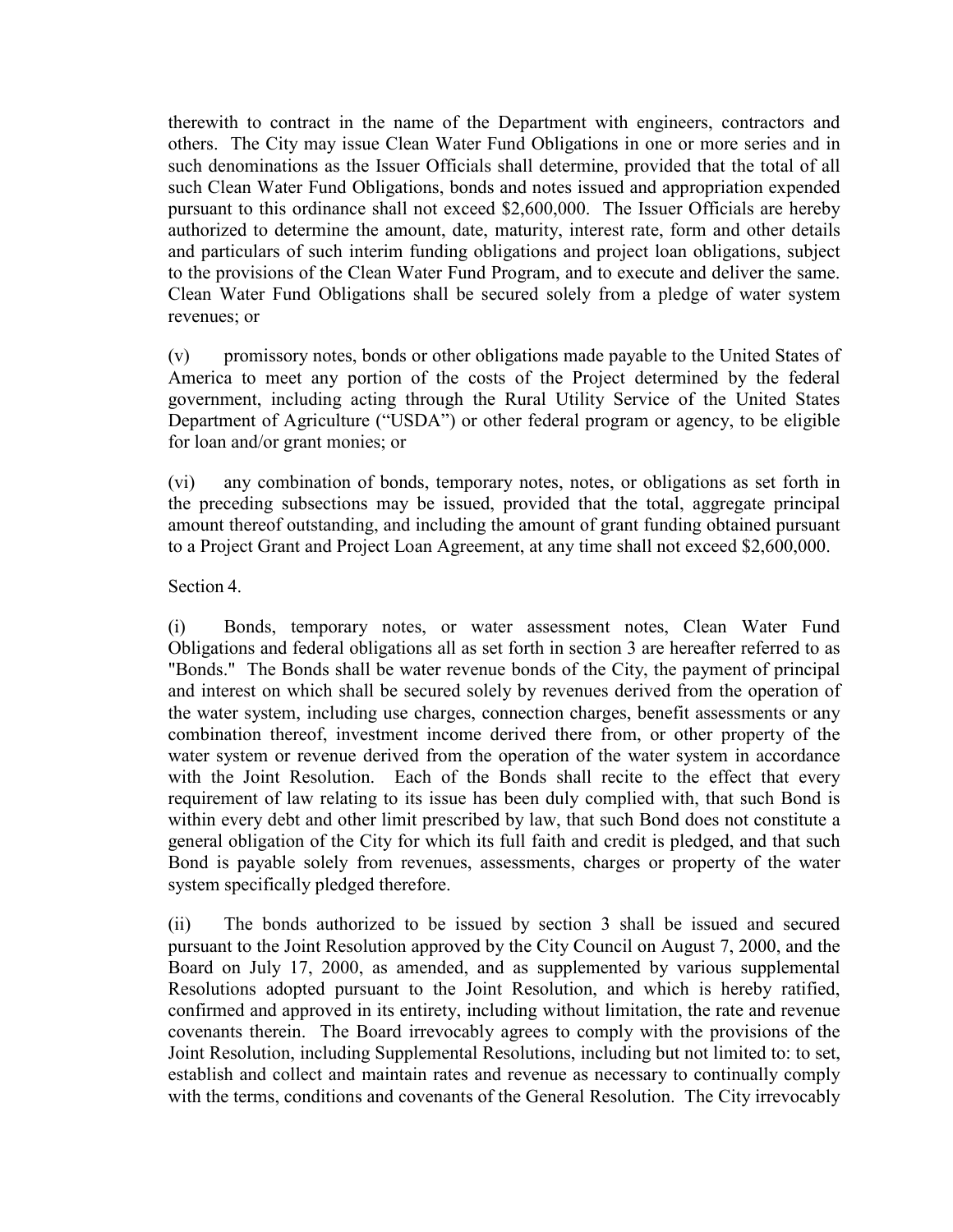therewith to contract in the name of the Department with engineers, contractors and others. The City may issue Clean Water Fund Obligations in one or more series and in such denominations as the Issuer Officials shall determine, provided that the total of all such Clean Water Fund Obligations, bonds and notes issued and appropriation expended pursuant to this ordinance shall not exceed $2,600,000. The Issuer Officials are hereby authorized to determine the amount, date, maturity, interest rate, form and other details and particulars of such interim funding obligations and project loan obligations, subject to the provisions of the Clean Water Fund Program, and to execute and deliver the same. Clean Water Fund Obligations shall be secured solely from a pledge of water system revenues; or

(v) promissory notes, bonds or other obligations made payable to the United States of America to meet any portion of the costs of the Project determined by the federal government, including acting through the Rural Utility Service of the United States Department of Agriculture ("USDA") or other federal program or agency, to be eligible for loan and/or grant monies; or

(vi) any combination of bonds, temporary notes, notes, or obligations as set forth in the preceding subsections may be issued, provided that the total, aggregate principal amount thereof outstanding, and including the amount of grant funding obtained pursuant to a Project Grant and Project Loan Agreement, at any time shall not exceed $2,600,000.

Section 4.

(i) Bonds, temporary notes, or water assessment notes, Clean Water Fund Obligations and federal obligations all as set forth in section 3 are hereafter referred to as "Bonds." The Bonds shall be water revenue bonds of the City, the payment of principal and interest on which shall be secured solely by revenues derived from the operation of the water system, including use charges, connection charges, benefit assessments or any combination thereof, investment income derived there from, or other property of the water system or revenue derived from the operation of the water system in accordance with the Joint Resolution. Each of the Bonds shall recite to the effect that every requirement of law relating to its issue has been duly complied with, that such Bond is within every debt and other limit prescribed by law, that such Bond does not constitute a general obligation of the City for which its full faith and credit is pledged, and that such Bond is payable solely from revenues, assessments, charges or property of the water system specifically pledged therefore.

(ii) The bonds authorized to be issued by section 3 shall be issued and secured pursuant to the Joint Resolution approved by the City Council on August 7, 2000, and the Board on July 17, 2000, as amended, and as supplemented by various supplemental Resolutions adopted pursuant to the Joint Resolution, and which is hereby ratified, confirmed and approved in its entirety, including without limitation, the rate and revenue covenants therein. The Board irrevocably agrees to comply with the provisions of the Joint Resolution, including Supplemental Resolutions, including but not limited to: to set, establish and collect and maintain rates and revenue as necessary to continually comply with the terms, conditions and covenants of the General Resolution. The City irrevocably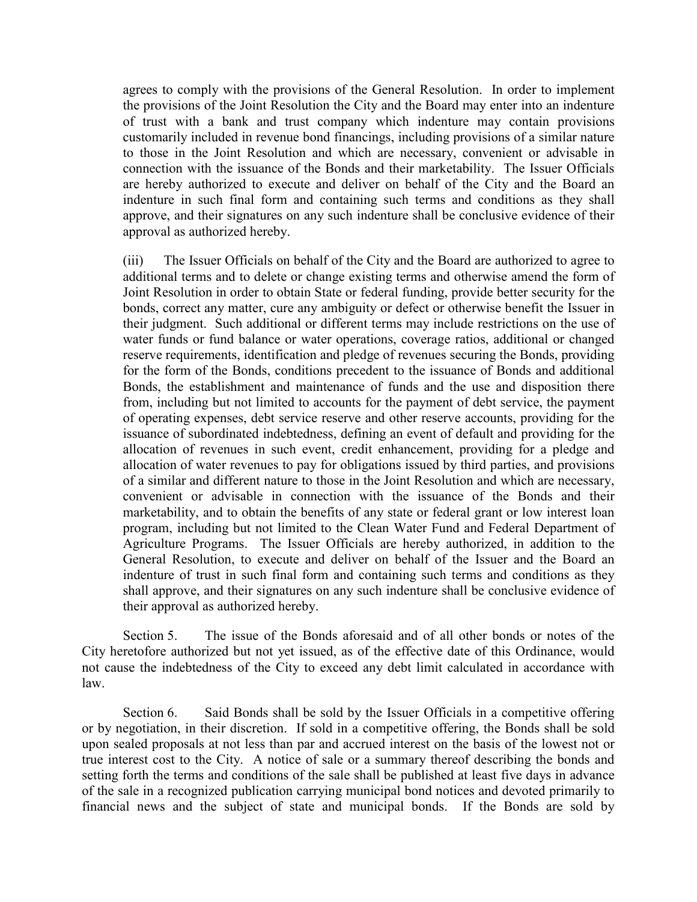agrees to comply with the provisions of the General Resolution. In order to implement the provisions of the Joint Resolution the City and the Board may enter into an indenture of trust with a bank and trust company which indenture may contain provisions customarily included in revenue bond financings, including provisions of a similar nature to those in the Joint Resolution and which are necessary, convenient or advisable in connection with the issuance of the Bonds and their marketability. The Issuer Officials are hereby authorized to execute and deliver on behalf of the City and the Board an indenture in such final form and containing such terms and conditions as they shall approve, and their signatures on any such indenture shall be conclusive evidence of their approval as authorized hereby.

(iii) The Issuer Officials on behalf of the City and the Board are authorized to agree to additional terms and to delete or change existing terms and otherwise amend the form of Joint Resolution in order to obtain State or federal funding, provide better security for the bonds, correct any matter, cure any ambiguity or defect or otherwise benefit the Issuer in their judgment. Such additional or different terms may include restrictions on the use of water funds or fund balance or water operations, coverage ratios, additional or changed reserve requirements, identification and pledge of revenues securing the Bonds, providing for the form of the Bonds, conditions precedent to the issuance of Bonds and additional Bonds, the establishment and maintenance of funds and the use and disposition there from, including but not limited to accounts for the payment of debt service, the payment of operating expenses, debt service reserve and other reserve accounts, providing for the issuance of subordinated indebtedness, defining an event of default and providing for the allocation of revenues in such event, credit enhancement, providing for a pledge and allocation of water revenues to pay for obligations issued by third parties, and provisions of a similar and different nature to those in the Joint Resolution and which are necessary, convenient or advisable in connection with the issuance of the Bonds and their marketability, and to obtain the benefits of any state or federal grant or low interest loan program, including but not limited to the Clean Water Fund and Federal Department of Agriculture Programs. The Issuer Officials are hereby authorized, in addition to the General Resolution, to execute and deliver on behalf of the Issuer and the Board an indenture of trust in such final form and containing such terms and conditions as they shall approve, and their signatures on any such indenture shall be conclusive evidence of their approval as authorized hereby.

Section 5. The issue of the Bonds aforesaid and of all other bonds or notes of the City heretofore authorized but not yet issued, as of the effective date of this Ordinance, would not cause the indebtedness of the City to exceed any debt limit calculated in accordance with law.

Section 6. Said Bonds shall be sold by the Issuer Officials in a competitive offering or by negotiation, in their discretion. If sold in a competitive offering, the Bonds shall be sold upon sealed proposals at not less than par and accrued interest on the basis of the lowest not or true interest cost to the City. A notice of sale or a summary thereof describing the bonds and setting forth the terms and conditions of the sale shall be published at least five days in advance of the sale in a recognized publication carrying municipal bond notices and devoted primarily to financial news and the subject of state and municipal bonds. If the Bonds are sold by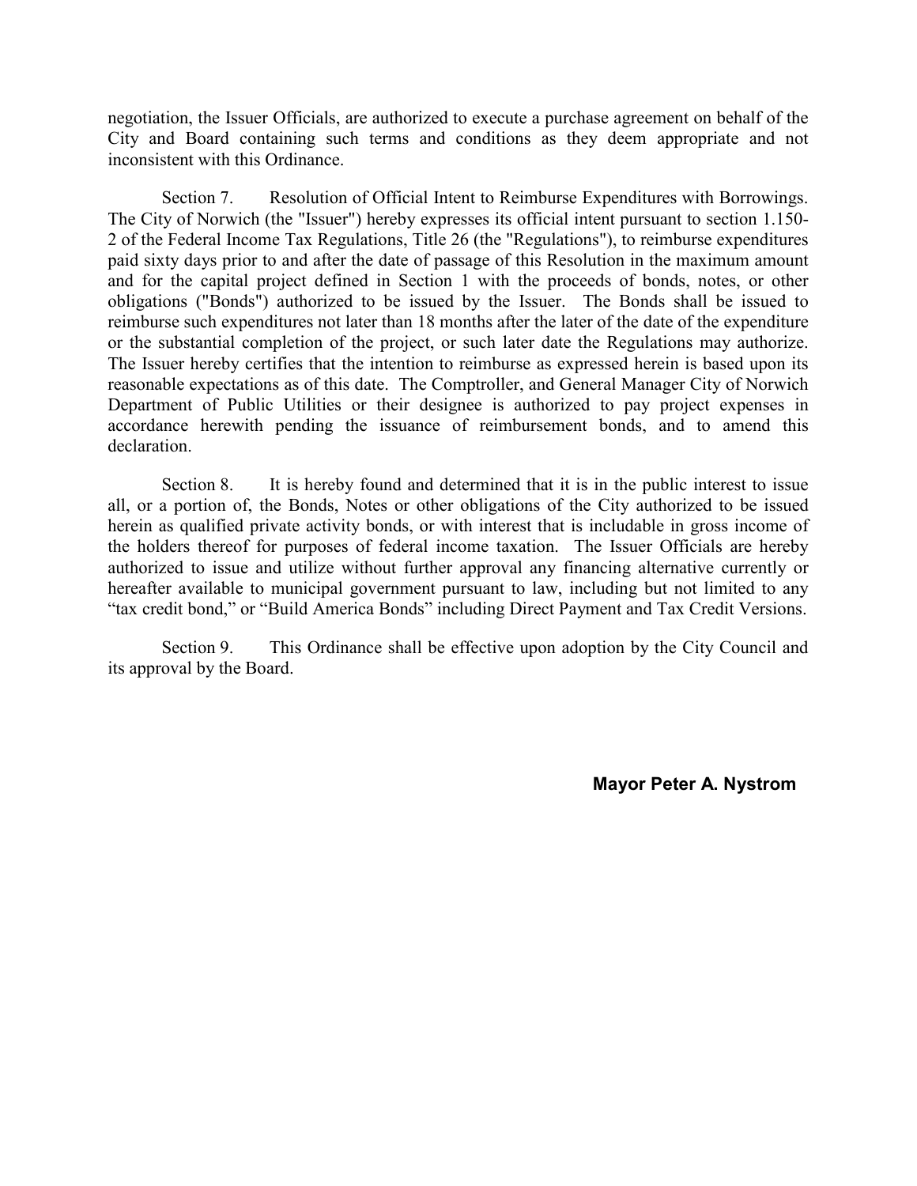negotiation, the Issuer Officials, are authorized to execute a purchase agreement on behalf of the City and Board containing such terms and conditions as they deem appropriate and not inconsistent with this Ordinance.

Section 7. Resolution of Official Intent to Reimburse Expenditures with Borrowings. The City of Norwich (the "Issuer") hereby expresses its official intent pursuant to section 1.150-2 of the Federal Income Tax Regulations, Title 26 (the "Regulations"), to reimburse expenditures paid sixty days prior to and after the date of passage of this Resolution in the maximum amount and for the capital project defined in Section 1 with the proceeds of bonds, notes, or other obligations ("Bonds") authorized to be issued by the Issuer. The Bonds shall be issued to reimburse such expenditures not later than 18 months after the later of the date of the expenditure or the substantial completion of the project, or such later date the Regulations may authorize. The Issuer hereby certifies that the intention to reimburse as expressed herein is based upon its reasonable expectations as of this date. The Comptroller, and General Manager City of Norwich Department of Public Utilities or their designee is authorized to pay project expenses in accordance herewith pending the issuance of reimbursement bonds, and to amend this declaration.

Section 8. It is hereby found and determined that it is in the public interest to issue all, or a portion of, the Bonds, Notes or other obligations of the City authorized to be issued herein as qualified private activity bonds, or with interest that is includable in gross income of the holders thereof for purposes of federal income taxation. The Issuer Officials are hereby authorized to issue and utilize without further approval any financing alternative currently or hereafter available to municipal government pursuant to law, including but not limited to any "tax credit bond," or "Build America Bonds" including Direct Payment and Tax Credit Versions.

Section 9. This Ordinance shall be effective upon adoption by the City Council and its approval by the Board.

**Mayor Peter A. Nystrom**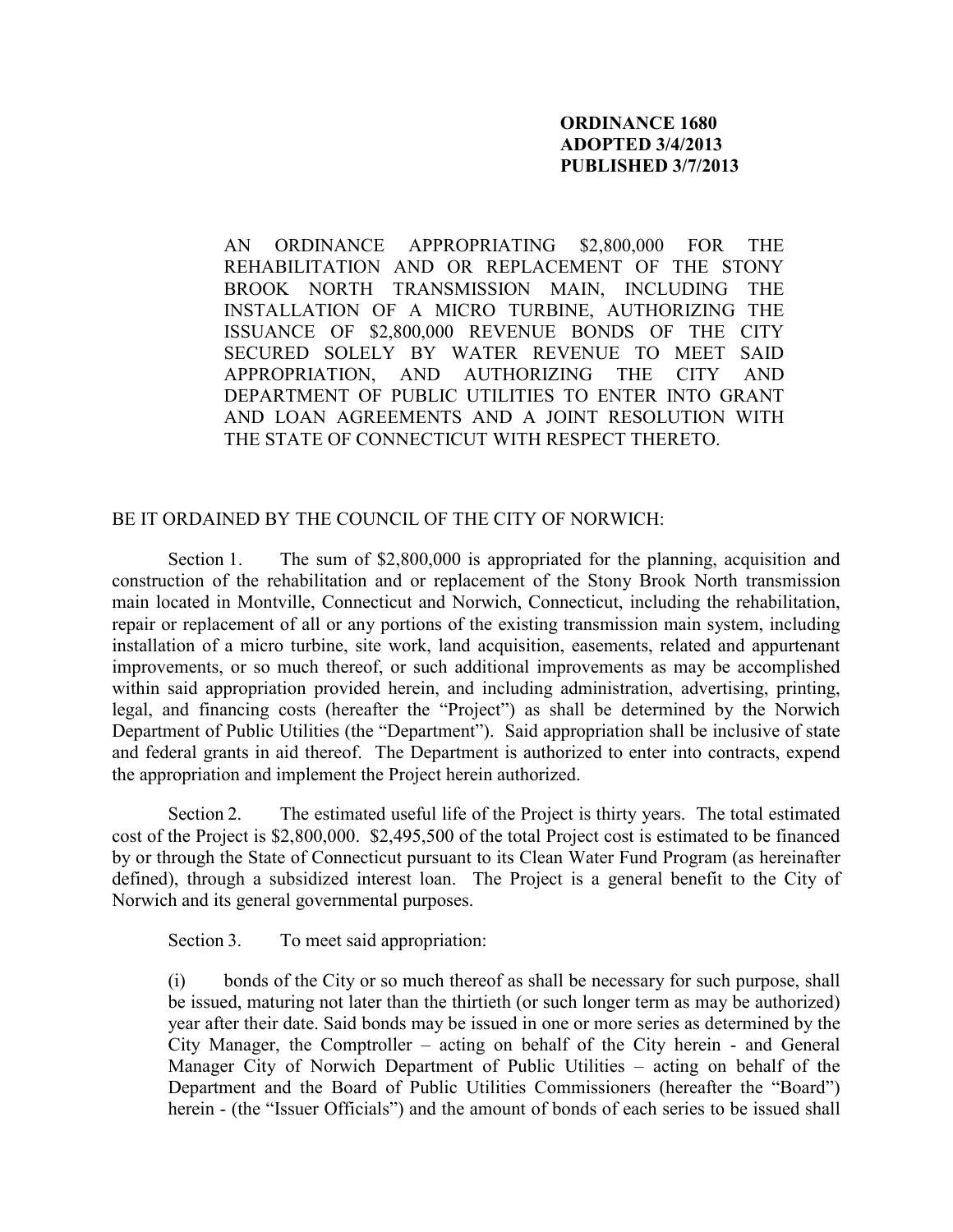**ORDINANCE 1680**
**ADOPTED 3/4/2013**
**PUBLISHED 3/7/2013**

AN ORDINANCE APPROPRIATING $2,800,000 FOR THE REHABILITATION AND OR REPLACEMENT OF THE STONY BROOK NORTH TRANSMISSION MAIN, INCLUDING THE INSTALLATION OF A MICRO TURBINE, AUTHORIZING THE ISSUANCE OF $2,800,000 REVENUE BONDS OF THE CITY SECURED SOLELY BY WATER REVENUE TO MEET SAID APPROPRIATION, AND AUTHORIZING THE CITY AND DEPARTMENT OF PUBLIC UTILITIES TO ENTER INTO GRANT AND LOAN AGREEMENTS AND A JOINT RESOLUTION WITH THE STATE OF CONNECTICUT WITH RESPECT THERETO.

BE IT ORDAINED BY THE COUNCIL OF THE CITY OF NORWICH:

Section 1. The sum of $2,800,000 is appropriated for the planning, acquisition and construction of the rehabilitation and or replacement of the Stony Brook North transmission main located in Montville, Connecticut and Norwich, Connecticut, including the rehabilitation, repair or replacement of all or any portions of the existing transmission main system, including installation of a micro turbine, site work, land acquisition, easements, related and appurtenant improvements, or so much thereof, or such additional improvements as may be accomplished within said appropriation provided herein, and including administration, advertising, printing, legal, and financing costs (hereafter the "Project") as shall be determined by the Norwich Department of Public Utilities (the "Department"). Said appropriation shall be inclusive of state and federal grants in aid thereof. The Department is authorized to enter into contracts, expend the appropriation and implement the Project herein authorized.

Section 2. The estimated useful life of the Project is thirty years. The total estimated cost of the Project is $2,800,000. $2,495,500 of the total Project cost is estimated to be financed by or through the State of Connecticut pursuant to its Clean Water Fund Program (as hereinafter defined), through a subsidized interest loan. The Project is a general benefit to the City of Norwich and its general governmental purposes.

Section 3. To meet said appropriation:

(i) bonds of the City or so much thereof as shall be necessary for such purpose, shall be issued, maturing not later than the thirtieth (or such longer term as may be authorized) year after their date. Said bonds may be issued in one or more series as determined by the City Manager, the Comptroller – acting on behalf of the City herein - and General Manager City of Norwich Department of Public Utilities – acting on behalf of the Department and the Board of Public Utilities Commissioners (hereafter the "Board") herein - (the "Issuer Officials") and the amount of bonds of each series to be issued shall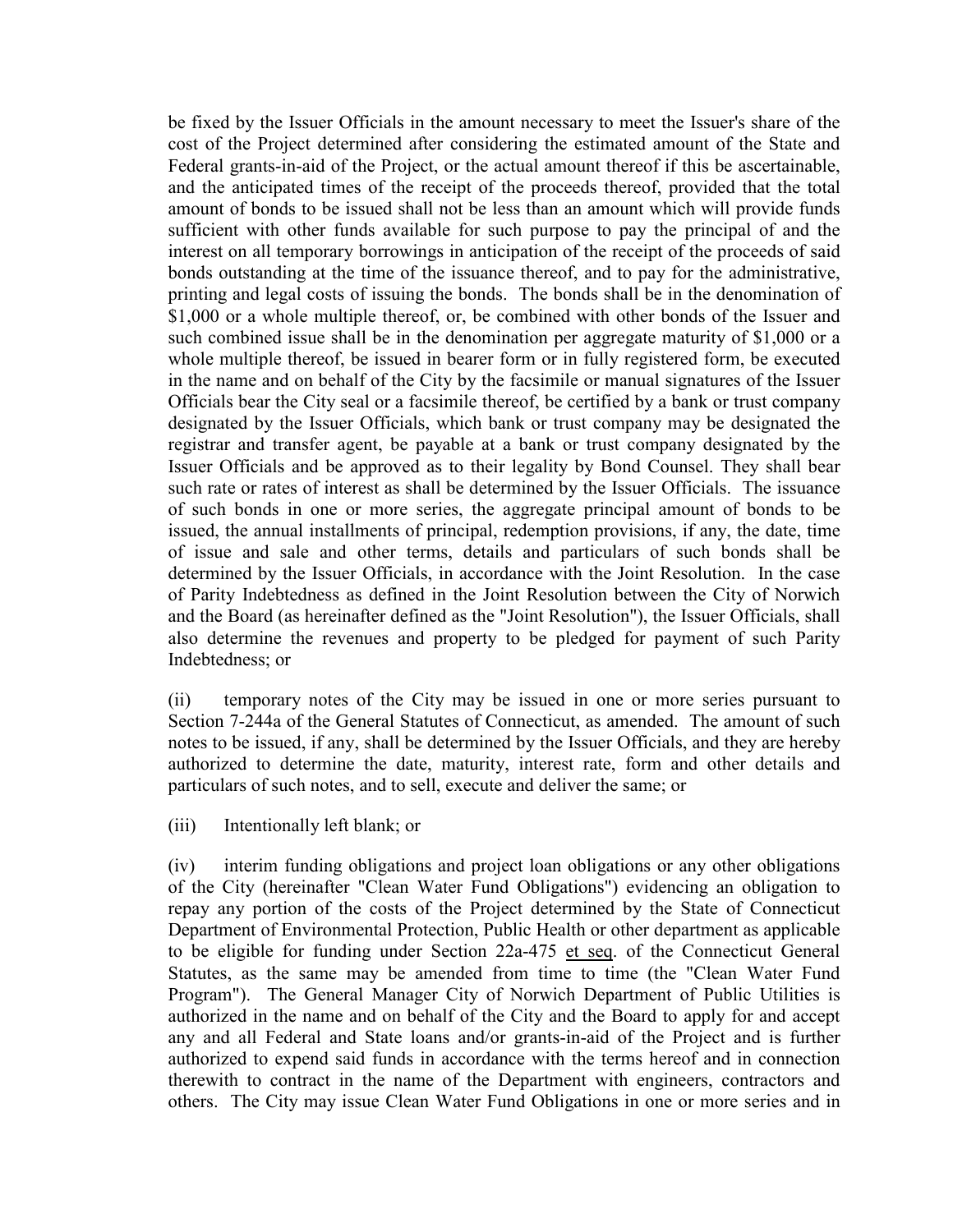be fixed by the Issuer Officials in the amount necessary to meet the Issuer's share of the cost of the Project determined after considering the estimated amount of the State and Federal grants-in-aid of the Project, or the actual amount thereof if this be ascertainable, and the anticipated times of the receipt of the proceeds thereof, provided that the total amount of bonds to be issued shall not be less than an amount which will provide funds sufficient with other funds available for such purpose to pay the principal of and the interest on all temporary borrowings in anticipation of the receipt of the proceeds of said bonds outstanding at the time of the issuance thereof, and to pay for the administrative, printing and legal costs of issuing the bonds. The bonds shall be in the denomination of $1,000 or a whole multiple thereof, or, be combined with other bonds of the Issuer and such combined issue shall be in the denomination per aggregate maturity of $1,000 or a whole multiple thereof, be issued in bearer form or in fully registered form, be executed in the name and on behalf of the City by the facsimile or manual signatures of the Issuer Officials bear the City seal or a facsimile thereof, be certified by a bank or trust company designated by the Issuer Officials, which bank or trust company may be designated the registrar and transfer agent, be payable at a bank or trust company designated by the Issuer Officials and be approved as to their legality by Bond Counsel. They shall bear such rate or rates of interest as shall be determined by the Issuer Officials. The issuance of such bonds in one or more series, the aggregate principal amount of bonds to be issued, the annual installments of principal, redemption provisions, if any, the date, time of issue and sale and other terms, details and particulars of such bonds shall be determined by the Issuer Officials, in accordance with the Joint Resolution. In the case of Parity Indebtedness as defined in the Joint Resolution between the City of Norwich and the Board (as hereinafter defined as the "Joint Resolution"), the Issuer Officials, shall also determine the revenues and property to be pledged for payment of such Parity Indebtedness; or

(ii) temporary notes of the City may be issued in one or more series pursuant to Section 7-244a of the General Statutes of Connecticut, as amended. The amount of such notes to be issued, if any, shall be determined by the Issuer Officials, and they are hereby authorized to determine the date, maturity, interest rate, form and other details and particulars of such notes, and to sell, execute and deliver the same; or

(iii) Intentionally left blank; or

(iv) interim funding obligations and project loan obligations or any other obligations of the City (hereinafter "Clean Water Fund Obligations") evidencing an obligation to repay any portion of the costs of the Project determined by the State of Connecticut Department of Environmental Protection, Public Health or other department as applicable to be eligible for funding under Section 22a-475 et seq. of the Connecticut General Statutes, as the same may be amended from time to time (the "Clean Water Fund Program"). The General Manager City of Norwich Department of Public Utilities is authorized in the name and on behalf of the City and the Board to apply for and accept any and all Federal and State loans and/or grants-in-aid of the Project and is further authorized to expend said funds in accordance with the terms hereof and in connection therewith to contract in the name of the Department with engineers, contractors and others. The City may issue Clean Water Fund Obligations in one or more series and in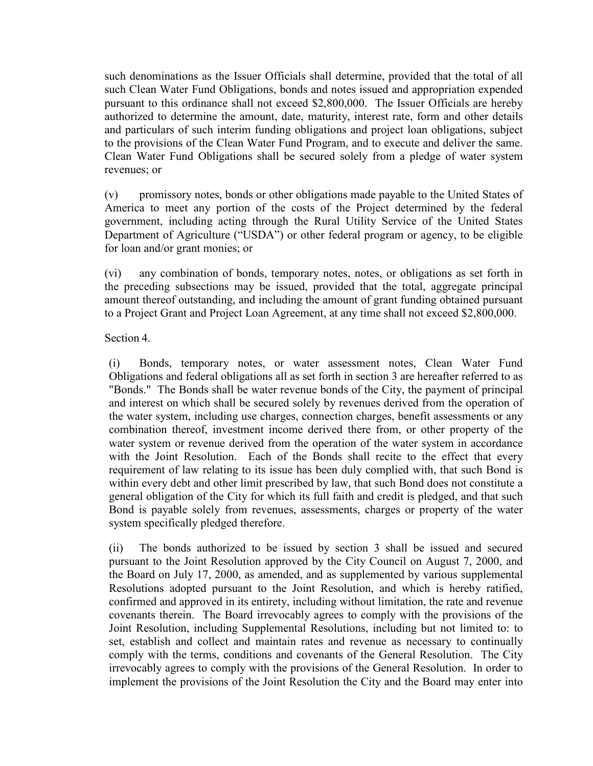such denominations as the Issuer Officials shall determine, provided that the total of all such Clean Water Fund Obligations, bonds and notes issued and appropriation expended pursuant to this ordinance shall not exceed $2,800,000. The Issuer Officials are hereby authorized to determine the amount, date, maturity, interest rate, form and other details and particulars of such interim funding obligations and project loan obligations, subject to the provisions of the Clean Water Fund Program, and to execute and deliver the same. Clean Water Fund Obligations shall be secured solely from a pledge of water system revenues; or

(v) promissory notes, bonds or other obligations made payable to the United States of America to meet any portion of the costs of the Project determined by the federal government, including acting through the Rural Utility Service of the United States Department of Agriculture ("USDA") or other federal program or agency, to be eligible for loan and/or grant monies; or

(vi) any combination of bonds, temporary notes, notes, or obligations as set forth in the preceding subsections may be issued, provided that the total, aggregate principal amount thereof outstanding, and including the amount of grant funding obtained pursuant to a Project Grant and Project Loan Agreement, at any time shall not exceed $2,800,000.

Section 4.

(i) Bonds, temporary notes, or water assessment notes, Clean Water Fund Obligations and federal obligations all as set forth in section 3 are hereafter referred to as "Bonds." The Bonds shall be water revenue bonds of the City, the payment of principal and interest on which shall be secured solely by revenues derived from the operation of the water system, including use charges, connection charges, benefit assessments or any combination thereof, investment income derived there from, or other property of the water system or revenue derived from the operation of the water system in accordance with the Joint Resolution. Each of the Bonds shall recite to the effect that every requirement of law relating to its issue has been duly complied with, that such Bond is within every debt and other limit prescribed by law, that such Bond does not constitute a general obligation of the City for which its full faith and credit is pledged, and that such Bond is payable solely from revenues, assessments, charges or property of the water system specifically pledged therefore.

(ii) The bonds authorized to be issued by section 3 shall be issued and secured pursuant to the Joint Resolution approved by the City Council on August 7, 2000, and the Board on July 17, 2000, as amended, and as supplemented by various supplemental Resolutions adopted pursuant to the Joint Resolution, and which is hereby ratified, confirmed and approved in its entirety, including without limitation, the rate and revenue covenants therein. The Board irrevocably agrees to comply with the provisions of the Joint Resolution, including Supplemental Resolutions, including but not limited to: to set, establish and collect and maintain rates and revenue as necessary to continually comply with the terms, conditions and covenants of the General Resolution. The City irrevocably agrees to comply with the provisions of the General Resolution. In order to implement the provisions of the Joint Resolution the City and the Board may enter into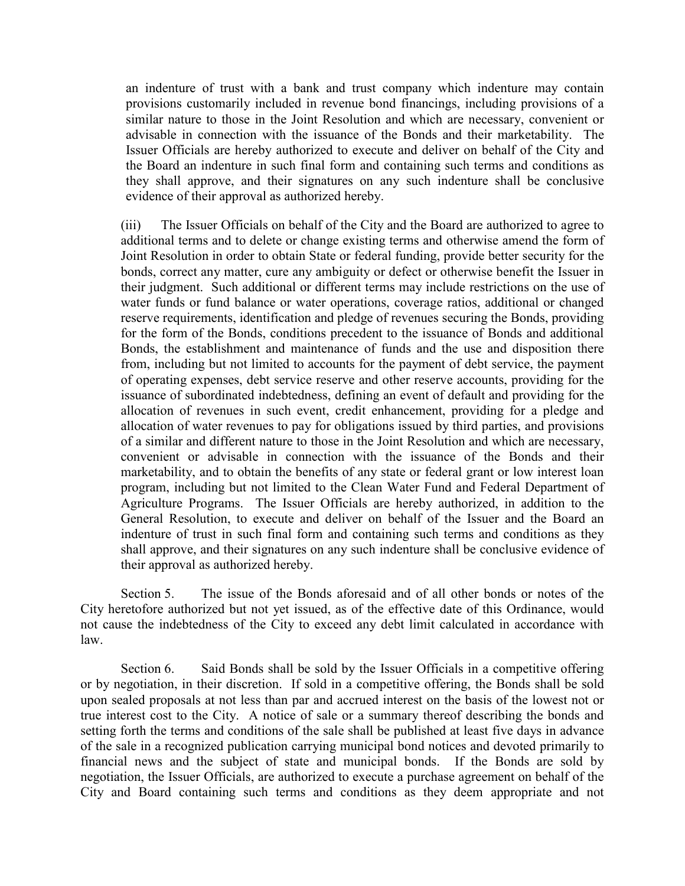an indenture of trust with a bank and trust company which indenture may contain provisions customarily included in revenue bond financings, including provisions of a similar nature to those in the Joint Resolution and which are necessary, convenient or advisable in connection with the issuance of the Bonds and their marketability. The Issuer Officials are hereby authorized to execute and deliver on behalf of the City and the Board an indenture in such final form and containing such terms and conditions as they shall approve, and their signatures on any such indenture shall be conclusive evidence of their approval as authorized hereby.

(iii) The Issuer Officials on behalf of the City and the Board are authorized to agree to additional terms and to delete or change existing terms and otherwise amend the form of Joint Resolution in order to obtain State or federal funding, provide better security for the bonds, correct any matter, cure any ambiguity or defect or otherwise benefit the Issuer in their judgment. Such additional or different terms may include restrictions on the use of water funds or fund balance or water operations, coverage ratios, additional or changed reserve requirements, identification and pledge of revenues securing the Bonds, providing for the form of the Bonds, conditions precedent to the issuance of Bonds and additional Bonds, the establishment and maintenance of funds and the use and disposition there from, including but not limited to accounts for the payment of debt service, the payment of operating expenses, debt service reserve and other reserve accounts, providing for the issuance of subordinated indebtedness, defining an event of default and providing for the allocation of revenues in such event, credit enhancement, providing for a pledge and allocation of water revenues to pay for obligations issued by third parties, and provisions of a similar and different nature to those in the Joint Resolution and which are necessary, convenient or advisable in connection with the issuance of the Bonds and their marketability, and to obtain the benefits of any state or federal grant or low interest loan program, including but not limited to the Clean Water Fund and Federal Department of Agriculture Programs. The Issuer Officials are hereby authorized, in addition to the General Resolution, to execute and deliver on behalf of the Issuer and the Board an indenture of trust in such final form and containing such terms and conditions as they shall approve, and their signatures on any such indenture shall be conclusive evidence of their approval as authorized hereby.

Section 5. The issue of the Bonds aforesaid and of all other bonds or notes of the City heretofore authorized but not yet issued, as of the effective date of this Ordinance, would not cause the indebtedness of the City to exceed any debt limit calculated in accordance with law.

Section 6. Said Bonds shall be sold by the Issuer Officials in a competitive offering or by negotiation, in their discretion. If sold in a competitive offering, the Bonds shall be sold upon sealed proposals at not less than par and accrued interest on the basis of the lowest not or true interest cost to the City. A notice of sale or a summary thereof describing the bonds and setting forth the terms and conditions of the sale shall be published at least five days in advance of the sale in a recognized publication carrying municipal bond notices and devoted primarily to financial news and the subject of state and municipal bonds. If the Bonds are sold by negotiation, the Issuer Officials, are authorized to execute a purchase agreement on behalf of the City and Board containing such terms and conditions as they deem appropriate and not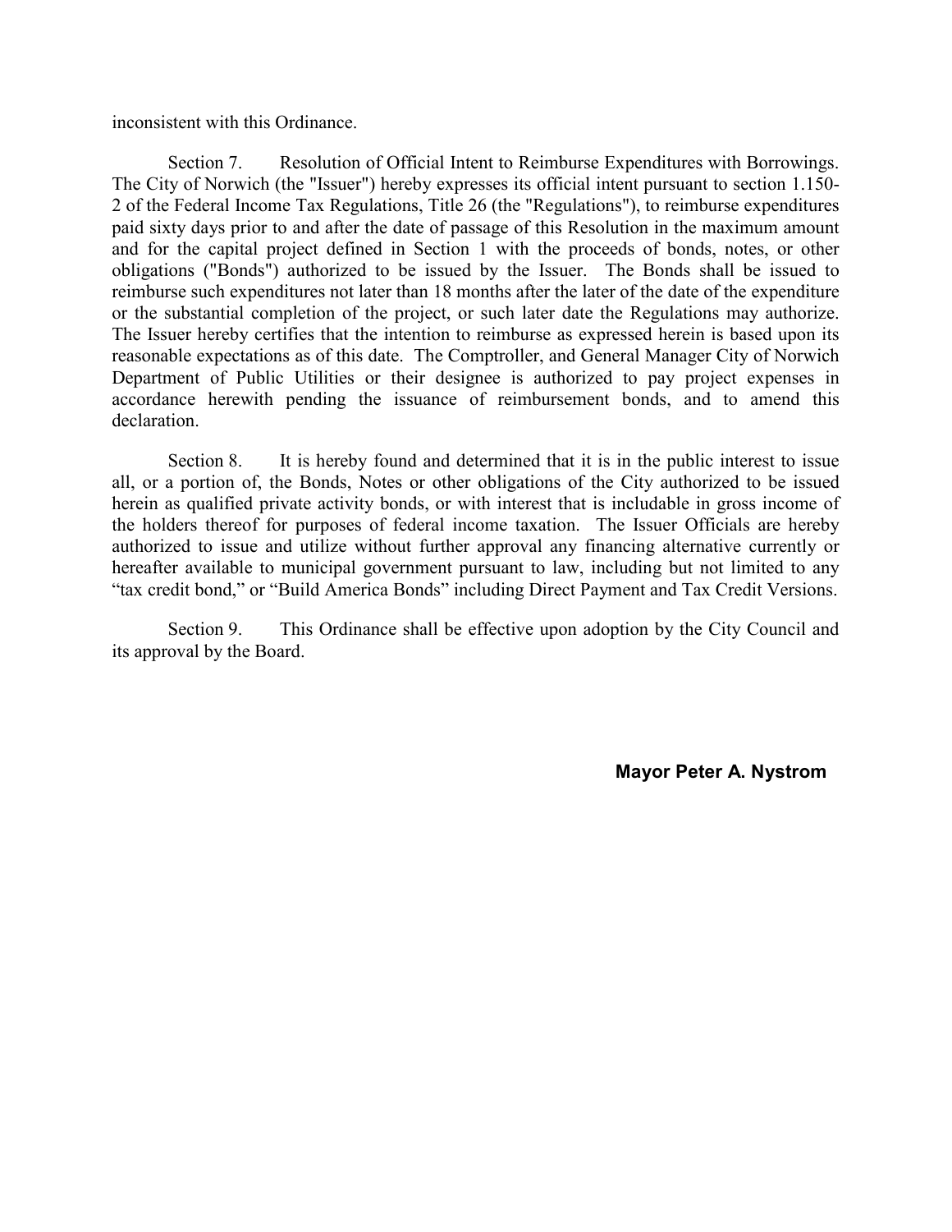inconsistent with this Ordinance.

Section 7. Resolution of Official Intent to Reimburse Expenditures with Borrowings. The City of Norwich (the "Issuer") hereby expresses its official intent pursuant to section 1.150-2 of the Federal Income Tax Regulations, Title 26 (the "Regulations"), to reimburse expenditures paid sixty days prior to and after the date of passage of this Resolution in the maximum amount and for the capital project defined in Section 1 with the proceeds of bonds, notes, or other obligations ("Bonds") authorized to be issued by the Issuer. The Bonds shall be issued to reimburse such expenditures not later than 18 months after the later of the date of the expenditure or the substantial completion of the project, or such later date the Regulations may authorize. The Issuer hereby certifies that the intention to reimburse as expressed herein is based upon its reasonable expectations as of this date. The Comptroller, and General Manager City of Norwich Department of Public Utilities or their designee is authorized to pay project expenses in accordance herewith pending the issuance of reimbursement bonds, and to amend this declaration.

Section 8. It is hereby found and determined that it is in the public interest to issue all, or a portion of, the Bonds, Notes or other obligations of the City authorized to be issued herein as qualified private activity bonds, or with interest that is includable in gross income of the holders thereof for purposes of federal income taxation. The Issuer Officials are hereby authorized to issue and utilize without further approval any financing alternative currently or hereafter available to municipal government pursuant to law, including but not limited to any "tax credit bond," or "Build America Bonds" including Direct Payment and Tax Credit Versions.

Section 9. This Ordinance shall be effective upon adoption by the City Council and its approval by the Board.

**Mayor Peter A. Nystrom**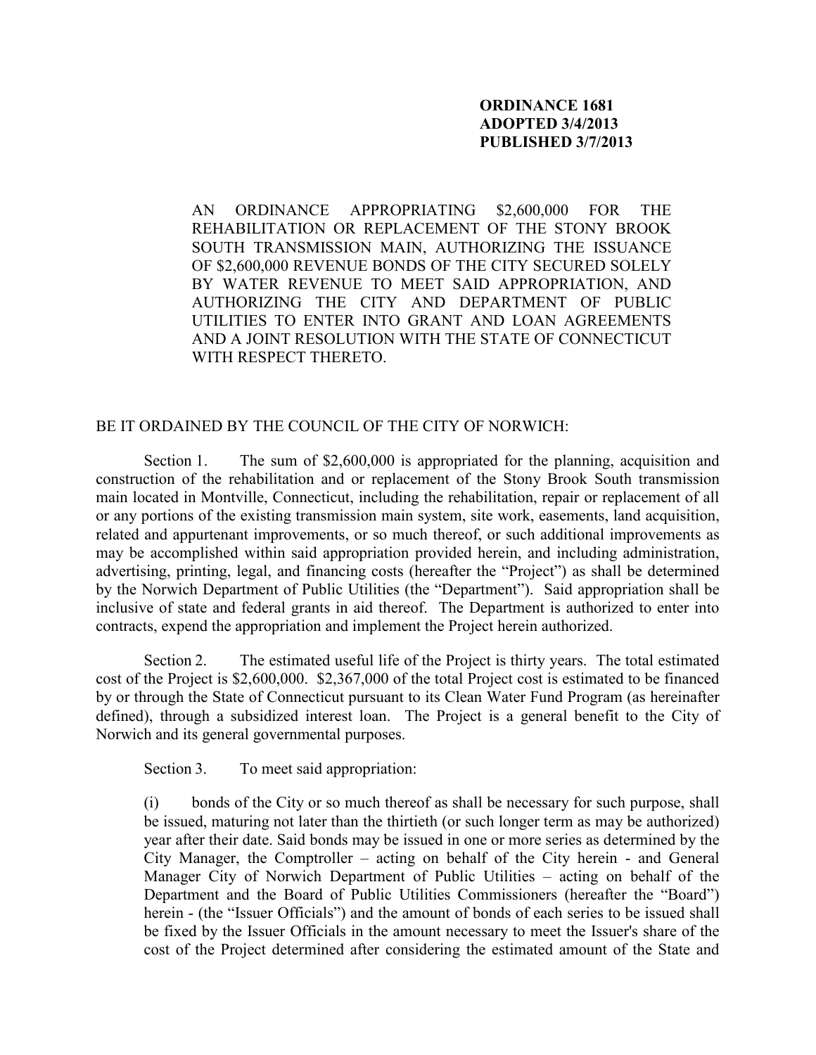**ORDINANCE 1681**
**ADOPTED 3/4/2013**
**PUBLISHED 3/7/2013**

AN ORDINANCE APPROPRIATING $2,600,000 FOR THE REHABILITATION OR REPLACEMENT OF THE STONY BROOK SOUTH TRANSMISSION MAIN, AUTHORIZING THE ISSUANCE OF $2,600,000 REVENUE BONDS OF THE CITY SECURED SOLELY BY WATER REVENUE TO MEET SAID APPROPRIATION, AND AUTHORIZING THE CITY AND DEPARTMENT OF PUBLIC UTILITIES TO ENTER INTO GRANT AND LOAN AGREEMENTS AND A JOINT RESOLUTION WITH THE STATE OF CONNECTICUT WITH RESPECT THERETO.

BE IT ORDAINED BY THE COUNCIL OF THE CITY OF NORWICH:

Section 1. The sum of $2,600,000 is appropriated for the planning, acquisition and construction of the rehabilitation and or replacement of the Stony Brook South transmission main located in Montville, Connecticut, including the rehabilitation, repair or replacement of all or any portions of the existing transmission main system, site work, easements, land acquisition, related and appurtenant improvements, or so much thereof, or such additional improvements as may be accomplished within said appropriation provided herein, and including administration, advertising, printing, legal, and financing costs (hereafter the "Project") as shall be determined by the Norwich Department of Public Utilities (the "Department"). Said appropriation shall be inclusive of state and federal grants in aid thereof. The Department is authorized to enter into contracts, expend the appropriation and implement the Project herein authorized.

Section 2. The estimated useful life of the Project is thirty years. The total estimated cost of the Project is $2,600,000. $2,367,000 of the total Project cost is estimated to be financed by or through the State of Connecticut pursuant to its Clean Water Fund Program (as hereinafter defined), through a subsidized interest loan. The Project is a general benefit to the City of Norwich and its general governmental purposes.

Section 3. To meet said appropriation:

(i) bonds of the City or so much thereof as shall be necessary for such purpose, shall be issued, maturing not later than the thirtieth (or such longer term as may be authorized) year after their date. Said bonds may be issued in one or more series as determined by the City Manager, the Comptroller – acting on behalf of the City herein - and General Manager City of Norwich Department of Public Utilities – acting on behalf of the Department and the Board of Public Utilities Commissioners (hereafter the "Board") herein - (the "Issuer Officials") and the amount of bonds of each series to be issued shall be fixed by the Issuer Officials in the amount necessary to meet the Issuer's share of the cost of the Project determined after considering the estimated amount of the State and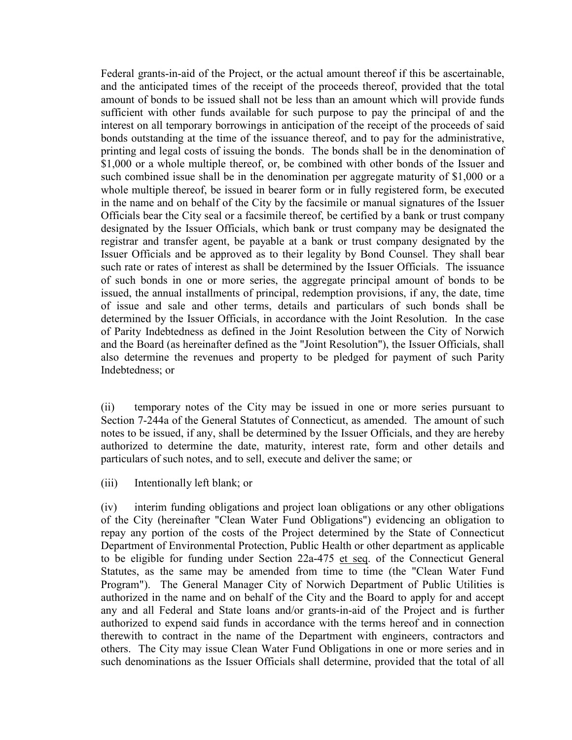Federal grants-in-aid of the Project, or the actual amount thereof if this be ascertainable, and the anticipated times of the receipt of the proceeds thereof, provided that the total amount of bonds to be issued shall not be less than an amount which will provide funds sufficient with other funds available for such purpose to pay the principal of and the interest on all temporary borrowings in anticipation of the receipt of the proceeds of said bonds outstanding at the time of the issuance thereof, and to pay for the administrative, printing and legal costs of issuing the bonds. The bonds shall be in the denomination of \$1,000 or a whole multiple thereof, or, be combined with other bonds of the Issuer and such combined issue shall be in the denomination per aggregate maturity of \$1,000 or a whole multiple thereof, be issued in bearer form or in fully registered form, be executed in the name and on behalf of the City by the facsimile or manual signatures of the Issuer Officials bear the City seal or a facsimile thereof, be certified by a bank or trust company designated by the Issuer Officials, which bank or trust company may be designated the registrar and transfer agent, be payable at a bank or trust company designated by the Issuer Officials and be approved as to their legality by Bond Counsel. They shall bear such rate or rates of interest as shall be determined by the Issuer Officials. The issuance of such bonds in one or more series, the aggregate principal amount of bonds to be issued, the annual installments of principal, redemption provisions, if any, the date, time of issue and sale and other terms, details and particulars of such bonds shall be determined by the Issuer Officials, in accordance with the Joint Resolution. In the case of Parity Indebtedness as defined in the Joint Resolution between the City of Norwich and the Board (as hereinafter defined as the "Joint Resolution"), the Issuer Officials, shall also determine the revenues and property to be pledged for payment of such Parity Indebtedness; or

(ii) temporary notes of the City may be issued in one or more series pursuant to Section 7-244a of the General Statutes of Connecticut, as amended. The amount of such notes to be issued, if any, shall be determined by the Issuer Officials, and they are hereby authorized to determine the date, maturity, interest rate, form and other details and particulars of such notes, and to sell, execute and deliver the same; or

(iii) Intentionally left blank; or

(iv) interim funding obligations and project loan obligations or any other obligations of the City (hereinafter "Clean Water Fund Obligations") evidencing an obligation to repay any portion of the costs of the Project determined by the State of Connecticut Department of Environmental Protection, Public Health or other department as applicable to be eligible for funding under Section 22a-475 et seq. of the Connecticut General Statutes, as the same may be amended from time to time (the "Clean Water Fund Program"). The General Manager City of Norwich Department of Public Utilities is authorized in the name and on behalf of the City and the Board to apply for and accept any and all Federal and State loans and/or grants-in-aid of the Project and is further authorized to expend said funds in accordance with the terms hereof and in connection therewith to contract in the name of the Department with engineers, contractors and others. The City may issue Clean Water Fund Obligations in one or more series and in such denominations as the Issuer Officials shall determine, provided that the total of all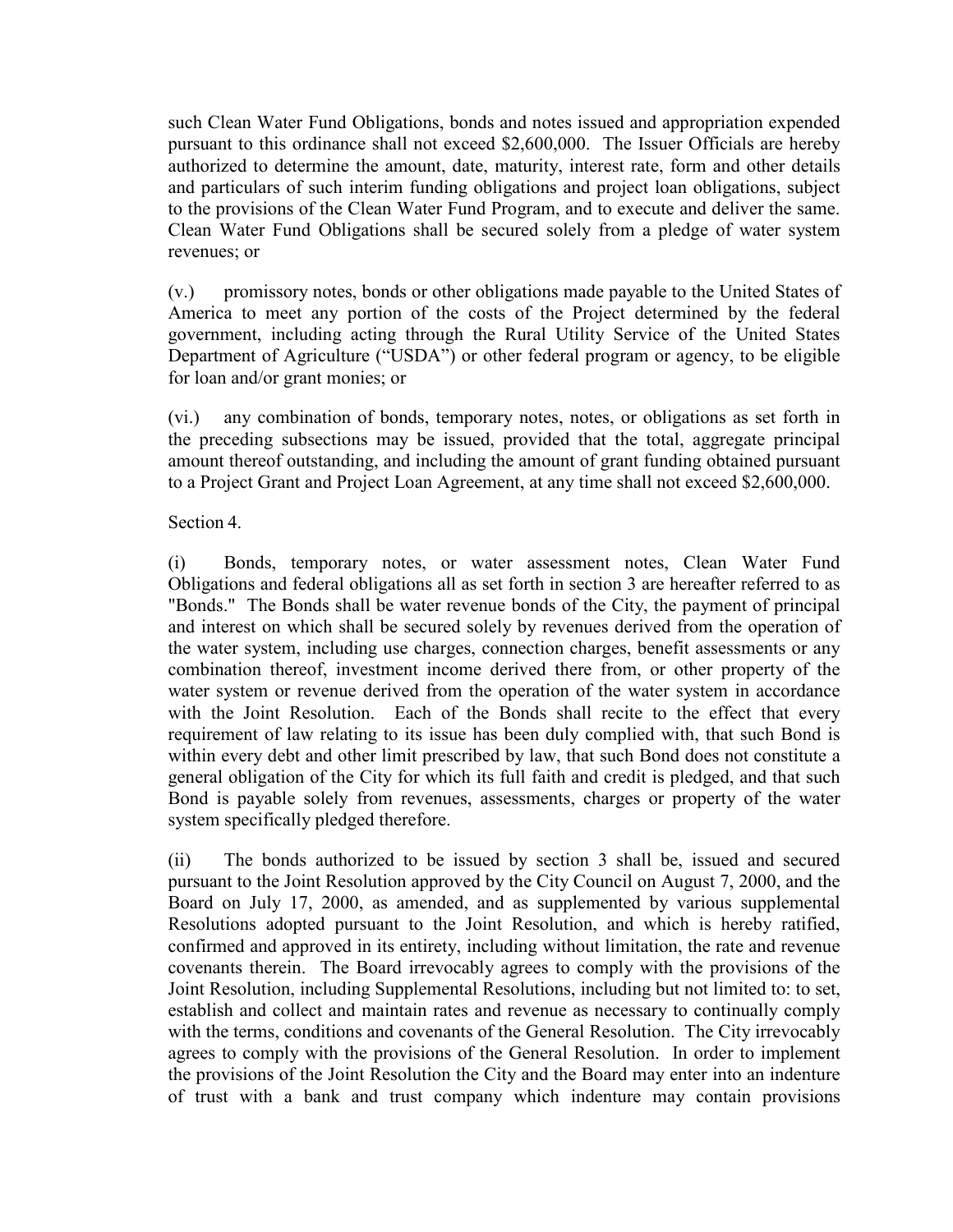such Clean Water Fund Obligations, bonds and notes issued and appropriation expended pursuant to this ordinance shall not exceed $2,600,000. The Issuer Officials are hereby authorized to determine the amount, date, maturity, interest rate, form and other details and particulars of such interim funding obligations and project loan obligations, subject to the provisions of the Clean Water Fund Program, and to execute and deliver the same. Clean Water Fund Obligations shall be secured solely from a pledge of water system revenues; or

(v.) promissory notes, bonds or other obligations made payable to the United States of America to meet any portion of the costs of the Project determined by the federal government, including acting through the Rural Utility Service of the United States Department of Agriculture ("USDA") or other federal program or agency, to be eligible for loan and/or grant monies; or

(vi.) any combination of bonds, temporary notes, notes, or obligations as set forth in the preceding subsections may be issued, provided that the total, aggregate principal amount thereof outstanding, and including the amount of grant funding obtained pursuant to a Project Grant and Project Loan Agreement, at any time shall not exceed $2,600,000.

Section 4.

(i) Bonds, temporary notes, or water assessment notes, Clean Water Fund Obligations and federal obligations all as set forth in section 3 are hereafter referred to as "Bonds." The Bonds shall be water revenue bonds of the City, the payment of principal and interest on which shall be secured solely by revenues derived from the operation of the water system, including use charges, connection charges, benefit assessments or any combination thereof, investment income derived there from, or other property of the water system or revenue derived from the operation of the water system in accordance with the Joint Resolution. Each of the Bonds shall recite to the effect that every requirement of law relating to its issue has been duly complied with, that such Bond is within every debt and other limit prescribed by law, that such Bond does not constitute a general obligation of the City for which its full faith and credit is pledged, and that such Bond is payable solely from revenues, assessments, charges or property of the water system specifically pledged therefore.

(ii) The bonds authorized to be issued by section 3 shall be, issued and secured pursuant to the Joint Resolution approved by the City Council on August 7, 2000, and the Board on July 17, 2000, as amended, and as supplemented by various supplemental Resolutions adopted pursuant to the Joint Resolution, and which is hereby ratified, confirmed and approved in its entirety, including without limitation, the rate and revenue covenants therein. The Board irrevocably agrees to comply with the provisions of the Joint Resolution, including Supplemental Resolutions, including but not limited to: to set, establish and collect and maintain rates and revenue as necessary to continually comply with the terms, conditions and covenants of the General Resolution. The City irrevocably agrees to comply with the provisions of the General Resolution. In order to implement the provisions of the Joint Resolution the City and the Board may enter into an indenture of trust with a bank and trust company which indenture may contain provisions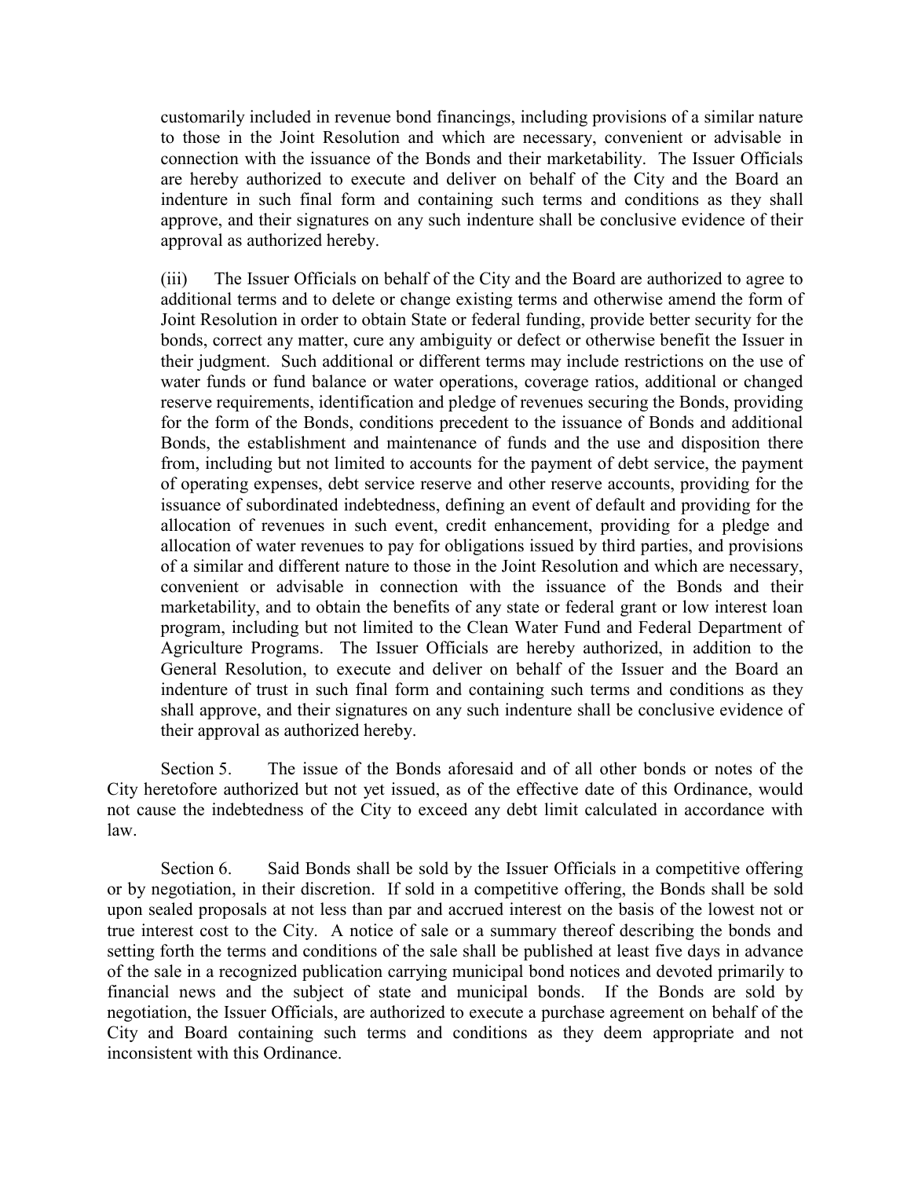customarily included in revenue bond financings, including provisions of a similar nature to those in the Joint Resolution and which are necessary, convenient or advisable in connection with the issuance of the Bonds and their marketability. The Issuer Officials are hereby authorized to execute and deliver on behalf of the City and the Board an indenture in such final form and containing such terms and conditions as they shall approve, and their signatures on any such indenture shall be conclusive evidence of their approval as authorized hereby.

(iii) The Issuer Officials on behalf of the City and the Board are authorized to agree to additional terms and to delete or change existing terms and otherwise amend the form of Joint Resolution in order to obtain State or federal funding, provide better security for the bonds, correct any matter, cure any ambiguity or defect or otherwise benefit the Issuer in their judgment. Such additional or different terms may include restrictions on the use of water funds or fund balance or water operations, coverage ratios, additional or changed reserve requirements, identification and pledge of revenues securing the Bonds, providing for the form of the Bonds, conditions precedent to the issuance of Bonds and additional Bonds, the establishment and maintenance of funds and the use and disposition there from, including but not limited to accounts for the payment of debt service, the payment of operating expenses, debt service reserve and other reserve accounts, providing for the issuance of subordinated indebtedness, defining an event of default and providing for the allocation of revenues in such event, credit enhancement, providing for a pledge and allocation of water revenues to pay for obligations issued by third parties, and provisions of a similar and different nature to those in the Joint Resolution and which are necessary, convenient or advisable in connection with the issuance of the Bonds and their marketability, and to obtain the benefits of any state or federal grant or low interest loan program, including but not limited to the Clean Water Fund and Federal Department of Agriculture Programs. The Issuer Officials are hereby authorized, in addition to the General Resolution, to execute and deliver on behalf of the Issuer and the Board an indenture of trust in such final form and containing such terms and conditions as they shall approve, and their signatures on any such indenture shall be conclusive evidence of their approval as authorized hereby.

Section 5. The issue of the Bonds aforesaid and of all other bonds or notes of the City heretofore authorized but not yet issued, as of the effective date of this Ordinance, would not cause the indebtedness of the City to exceed any debt limit calculated in accordance with law.

Section 6. Said Bonds shall be sold by the Issuer Officials in a competitive offering or by negotiation, in their discretion. If sold in a competitive offering, the Bonds shall be sold upon sealed proposals at not less than par and accrued interest on the basis of the lowest not or true interest cost to the City. A notice of sale or a summary thereof describing the bonds and setting forth the terms and conditions of the sale shall be published at least five days in advance of the sale in a recognized publication carrying municipal bond notices and devoted primarily to financial news and the subject of state and municipal bonds. If the Bonds are sold by negotiation, the Issuer Officials, are authorized to execute a purchase agreement on behalf of the City and Board containing such terms and conditions as they deem appropriate and not inconsistent with this Ordinance.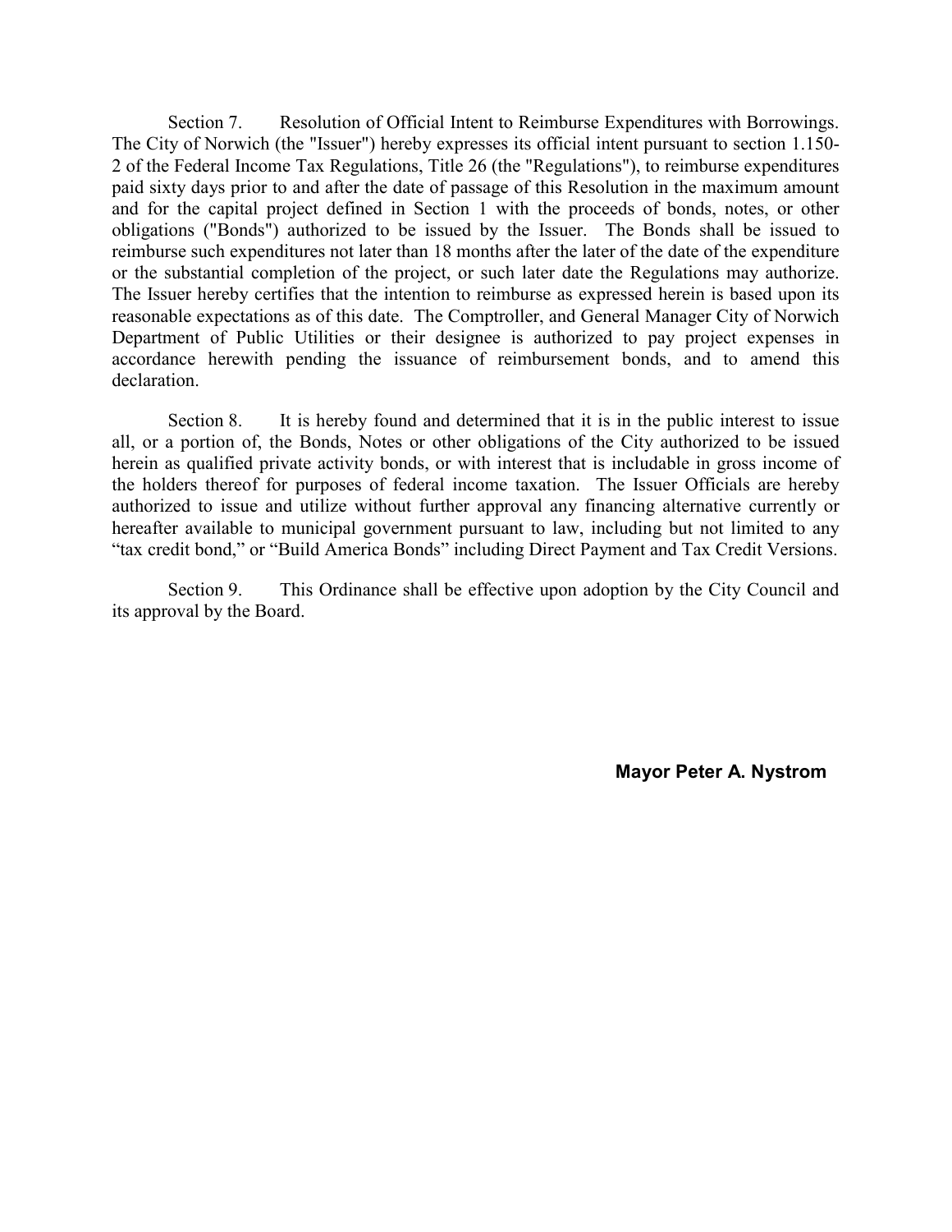Section 7. Resolution of Official Intent to Reimburse Expenditures with Borrowings. The City of Norwich (the "Issuer") hereby expresses its official intent pursuant to section 1.150-2 of the Federal Income Tax Regulations, Title 26 (the "Regulations"), to reimburse expenditures paid sixty days prior to and after the date of passage of this Resolution in the maximum amount and for the capital project defined in Section 1 with the proceeds of bonds, notes, or other obligations ("Bonds") authorized to be issued by the Issuer. The Bonds shall be issued to reimburse such expenditures not later than 18 months after the later of the date of the expenditure or the substantial completion of the project, or such later date the Regulations may authorize. The Issuer hereby certifies that the intention to reimburse as expressed herein is based upon its reasonable expectations as of this date. The Comptroller, and General Manager City of Norwich Department of Public Utilities or their designee is authorized to pay project expenses in accordance herewith pending the issuance of reimbursement bonds, and to amend this declaration.

Section 8. It is hereby found and determined that it is in the public interest to issue all, or a portion of, the Bonds, Notes or other obligations of the City authorized to be issued herein as qualified private activity bonds, or with interest that is includable in gross income of the holders thereof for purposes of federal income taxation. The Issuer Officials are hereby authorized to issue and utilize without further approval any financing alternative currently or hereafter available to municipal government pursuant to law, including but not limited to any "tax credit bond," or "Build America Bonds" including Direct Payment and Tax Credit Versions.

Section 9. This Ordinance shall be effective upon adoption by the City Council and its approval by the Board.

**Mayor Peter A. Nystrom**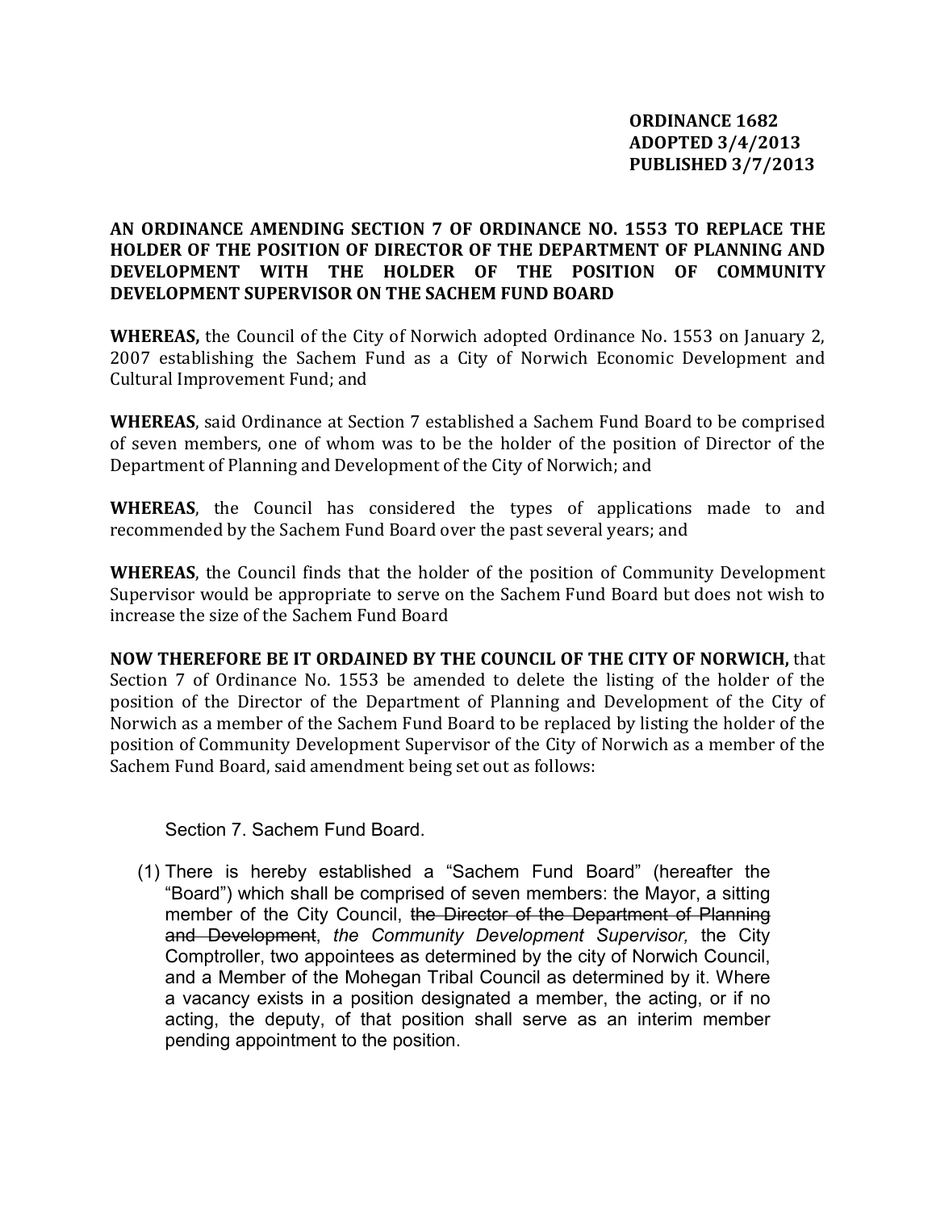**ORDINANCE 1682**
**ADOPTED 3/4/2013**
**PUBLISHED 3/7/2013**

**AN ORDINANCE AMENDING SECTION 7 OF ORDINANCE NO. 1553 TO REPLACE THE HOLDER OF THE POSITION OF DIRECTOR OF THE DEPARTMENT OF PLANNING AND DEVELOPMENT WITH THE HOLDER OF THE POSITION OF COMMUNITY DEVELOPMENT SUPERVISOR ON THE SACHEM FUND BOARD**

**WHEREAS,** the Council of the City of Norwich adopted Ordinance No. 1553 on January 2, 2007 establishing the Sachem Fund as a City of Norwich Economic Development and Cultural Improvement Fund; and

**WHEREAS**, said Ordinance at Section 7 established a Sachem Fund Board to be comprised of seven members, one of whom was to be the holder of the position of Director of the Department of Planning and Development of the City of Norwich; and

**WHEREAS**, the Council has considered the types of applications made to and recommended by the Sachem Fund Board over the past several years; and

**WHEREAS**, the Council finds that the holder of the position of Community Development Supervisor would be appropriate to serve on the Sachem Fund Board but does not wish to increase the size of the Sachem Fund Board

**NOW THEREFORE BE IT ORDAINED BY THE COUNCIL OF THE CITY OF NORWICH,** that Section 7 of Ordinance No. 1553 be amended to delete the listing of the holder of the position of the Director of the Department of Planning and Development of the City of Norwich as a member of the Sachem Fund Board to be replaced by listing the holder of the position of Community Development Supervisor of the City of Norwich as a member of the Sachem Fund Board, said amendment being set out as follows:

Section 7. Sachem Fund Board.

(1) There is hereby established a "Sachem Fund Board" (hereafter the "Board") which shall be comprised of seven members: the Mayor, a sitting member of the City Council, ~~the Director of the Department of Planning and Development~~, *the Community Development Supervisor,* the City Comptroller, two appointees as determined by the city of Norwich Council, and a Member of the Mohegan Tribal Council as determined by it. Where a vacancy exists in a position designated a member, the acting, or if no acting, the deputy, of that position shall serve as an interim member pending appointment to the position.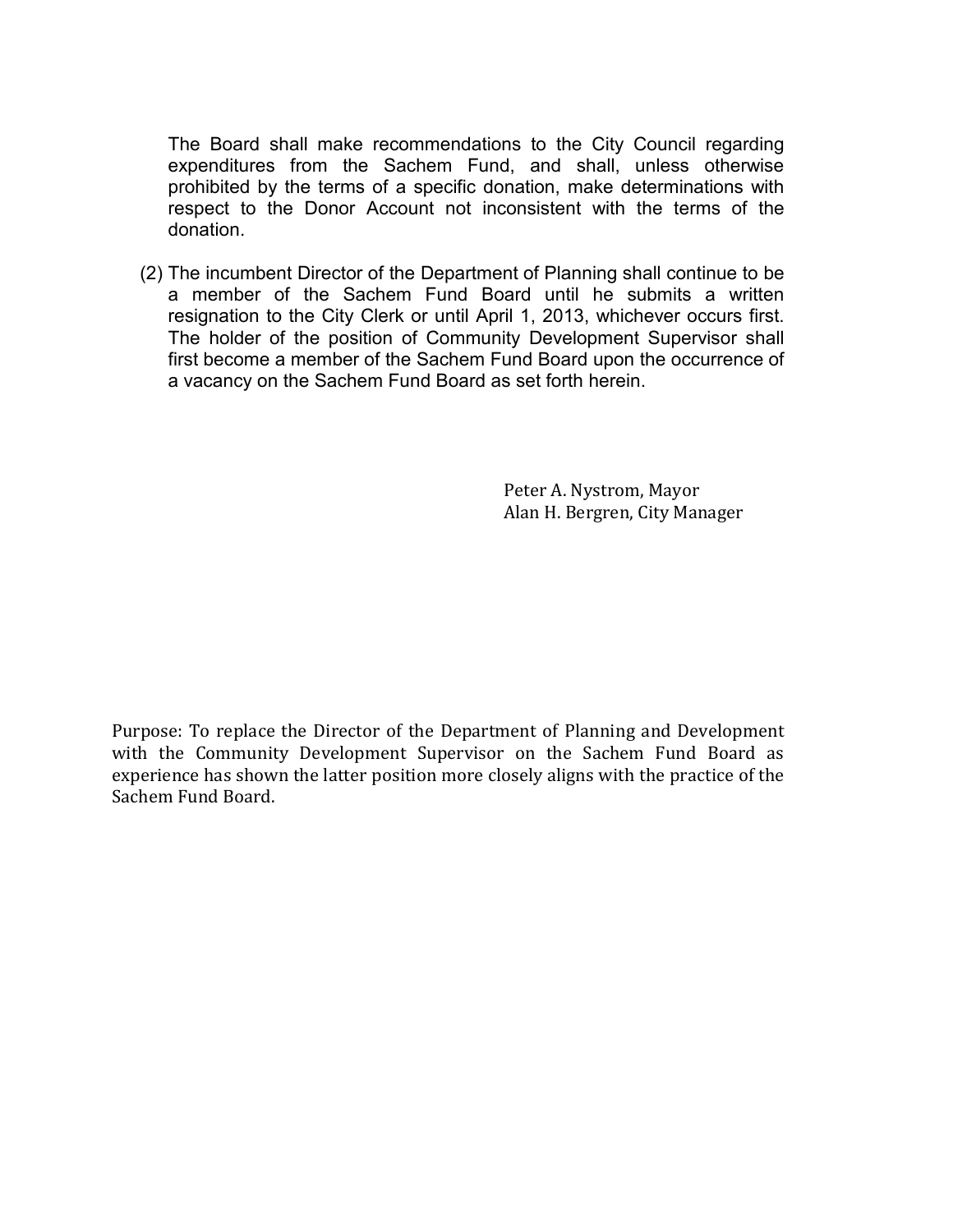The Board shall make recommendations to the City Council regarding expenditures from the Sachem Fund, and shall, unless otherwise prohibited by the terms of a specific donation, make determinations with respect to the Donor Account not inconsistent with the terms of the donation.

(2) The incumbent Director of the Department of Planning shall continue to be a member of the Sachem Fund Board until he submits a written resignation to the City Clerk or until April 1, 2013, whichever occurs first. The holder of the position of Community Development Supervisor shall first become a member of the Sachem Fund Board upon the occurrence of a vacancy on the Sachem Fund Board as set forth herein.

Peter A. Nystrom, Mayor
Alan H. Bergren, City Manager

Purpose: To replace the Director of the Department of Planning and Development with the Community Development Supervisor on the Sachem Fund Board as experience has shown the latter position more closely aligns with the practice of the Sachem Fund Board.